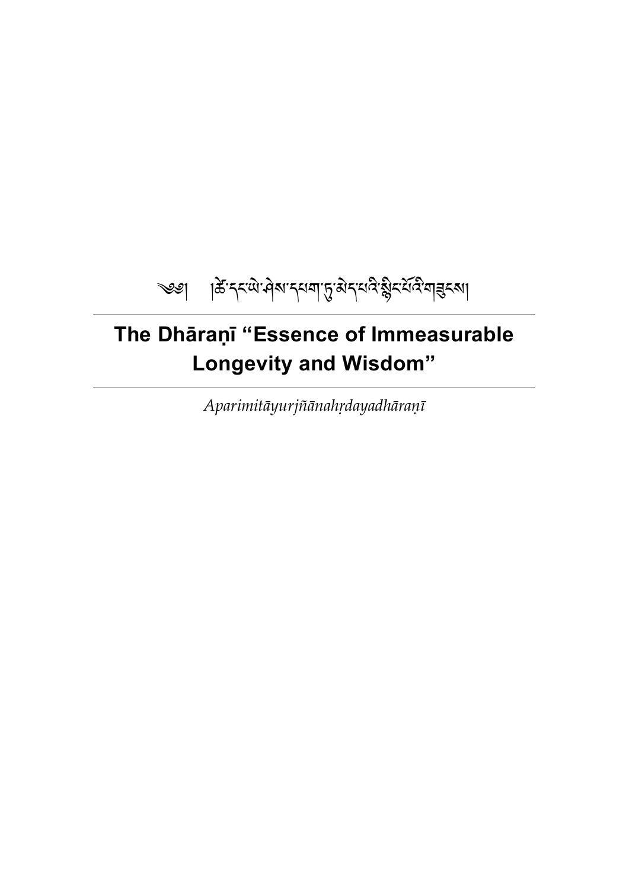༄། །ཚེ་དང་ཡེ་ཤེས་དཔག་ཏུ་མེད་པའི་སྙིང་པོའི་གཟུངས།

# The Dhāraṇī "Essence of Immeasurable Longevity and Wisdom"

*Aparimitāyurjñānahṛdayadhāraṇī*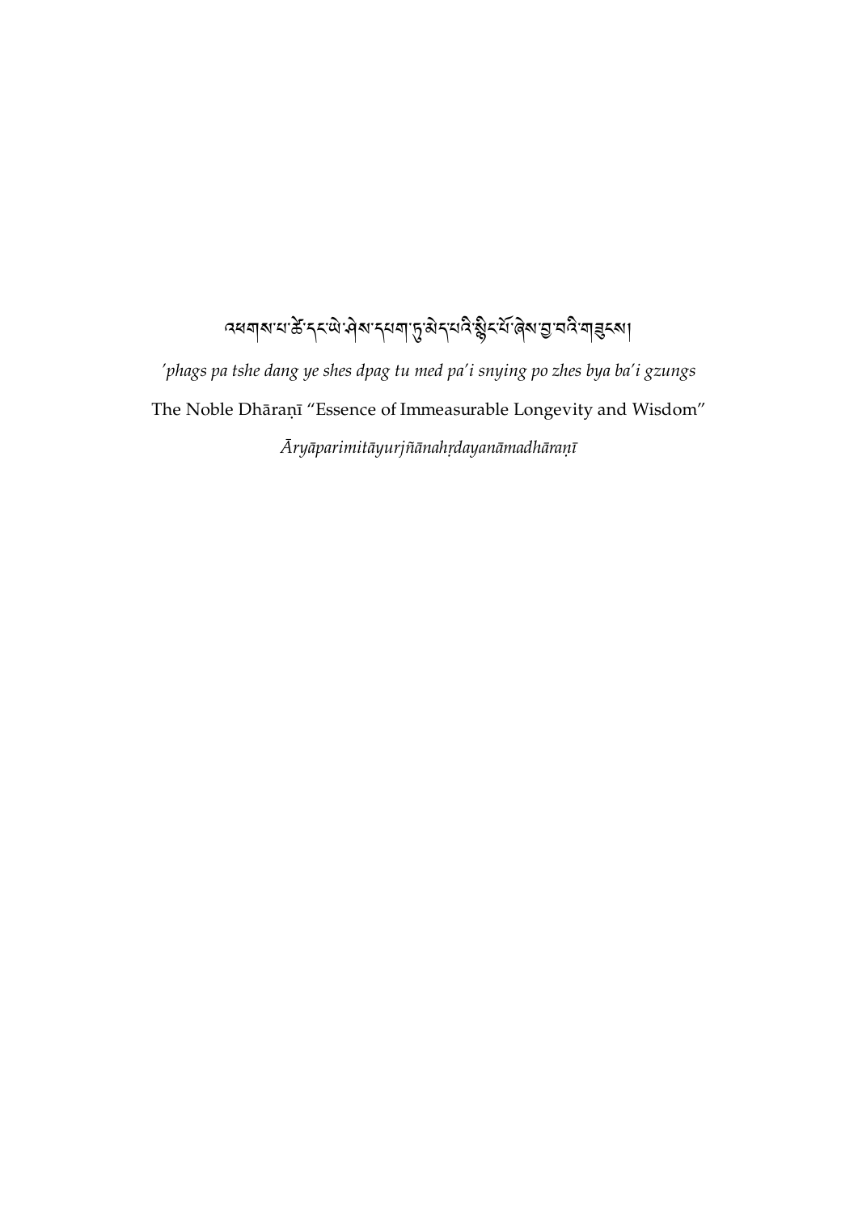# འཕགས་པ་ཚེ་དང་ཡེ་ཤེས་དཔག་ཏུ་མེད་པའི་སྙིང་པོ་ཞེས་བྱ་བའི་གཟུངས།

*'phags pa tshe dang ye shes dpag tu med pa'i snying po zhes bya ba'i gzungs*

The Noble Dhāraṇī "Essence of Immeasurable Longevity and Wisdom"

*Āryāparimitāyurjñānahṛdayanāmadhāraṇī*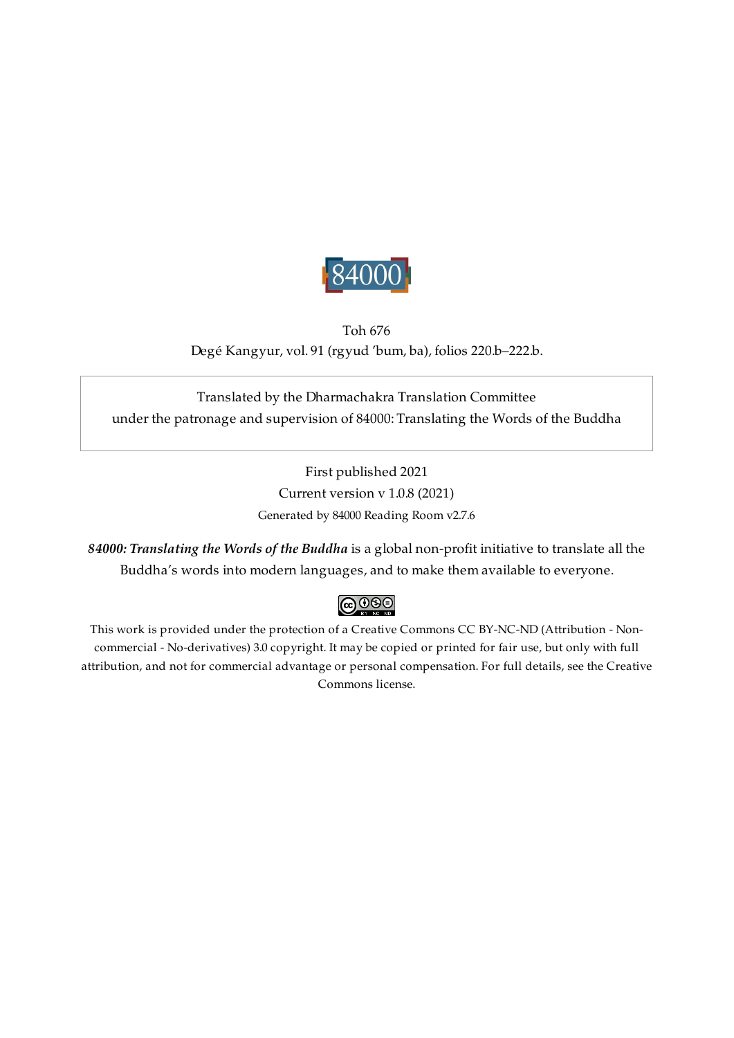84000

Toh 676

Degé Kangyur, vol. 91 (rgyud ’bum, ba), folios 220.b–222.b.

Translated by the Dharmachakra Translation Committee
under the patronage and supervision of 84000: Translating the Words of the Buddha

First published 2021

Current version v 1.0.8 (2021)

Generated by 84000 Reading Room v2.7.6

***84000: Translating the Words of the Buddha*** is a global non-profit initiative to translate all the Buddha’s words into modern languages, and to make them available to everyone.

This work is provided under the protection of a Creative Commons CC BY-NC-ND (Attribution - Non-commercial - No-derivatives) 3.0 copyright. It may be copied or printed for fair use, but only with full attribution, and not for commercial advantage or personal compensation. For full details, see the Creative Commons license.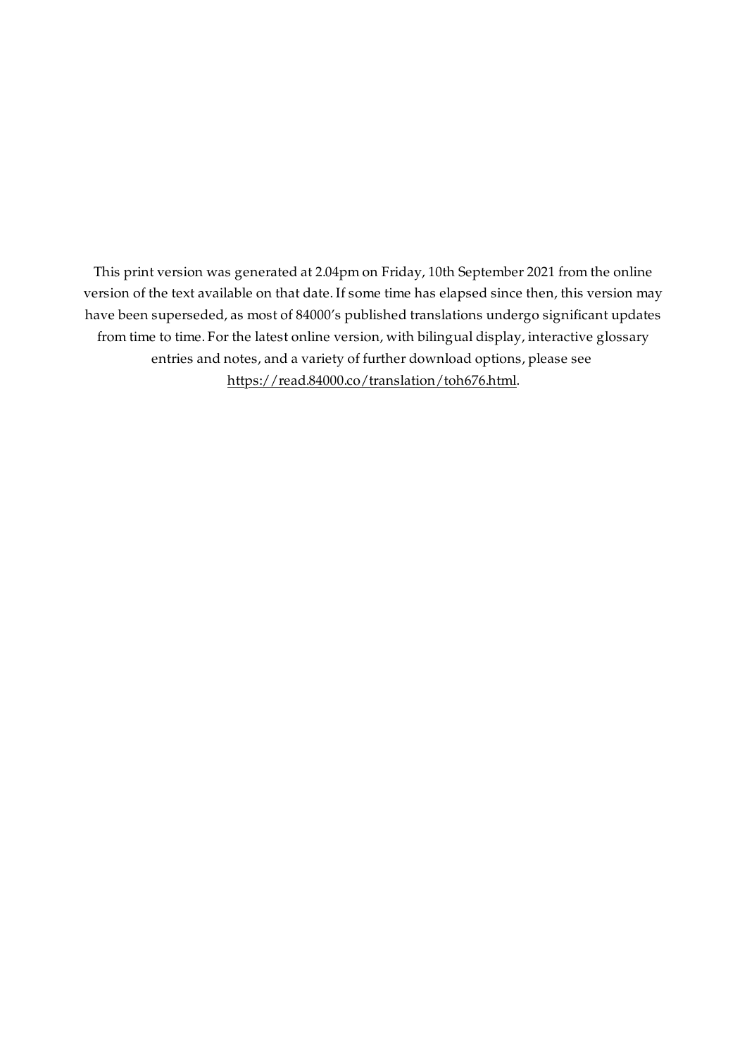This print version was generated at 2.04pm on Friday, 10th September 2021 from the online version of the text available on that date. If some time has elapsed since then, this version may have been superseded, as most of 84000's published translations undergo significant updates from time to time. For the latest online version, with bilingual display, interactive glossary entries and notes, and a variety of further download options, please see https://read.84000.co/translation/toh676.html.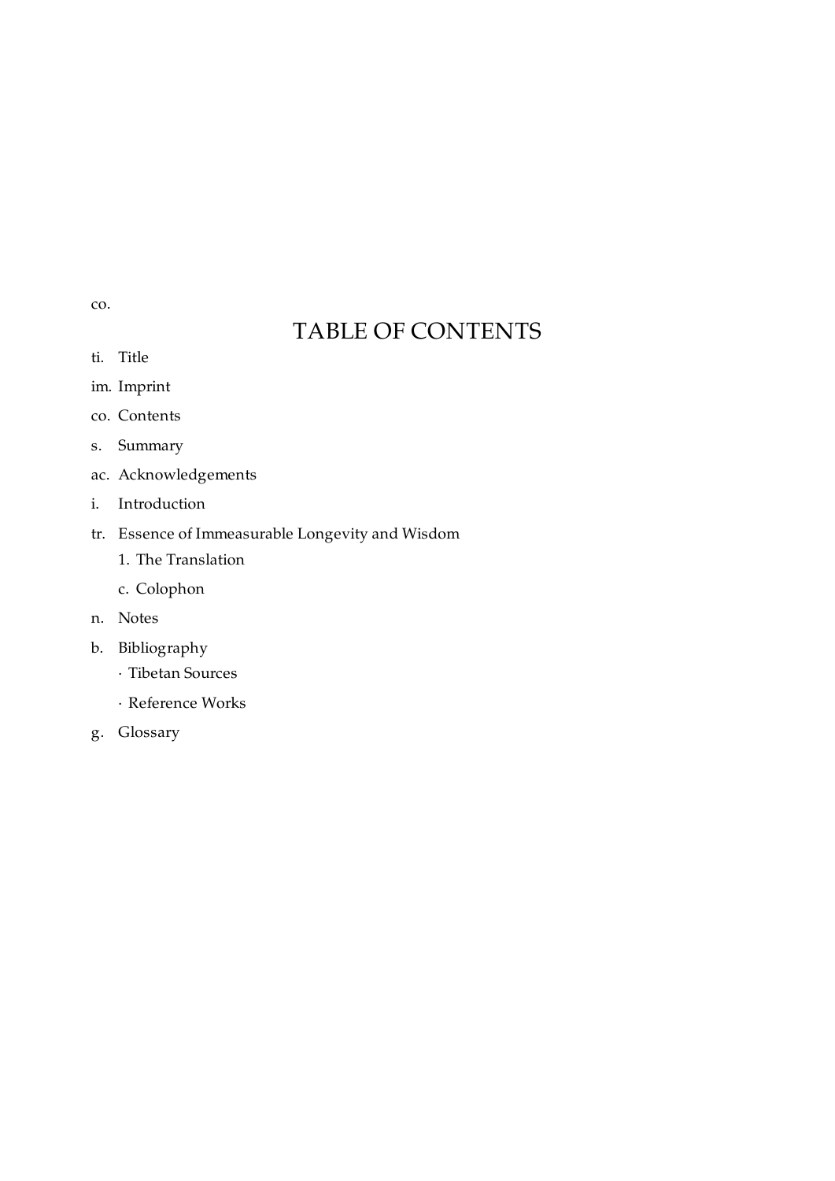co.

# TABLE OF CONTENTS

- ti. Title
- im. Imprint
- co. Contents
- s. Summary
- ac. Acknowledgements
- i. Introduction
- tr. Essence of Immeasurable Longevity and Wisdom
  - 1. The Translation
  - c. Colophon
- n. Notes
- b. Bibliography
  - · Tibetan Sources
  - · Reference Works
- g. Glossary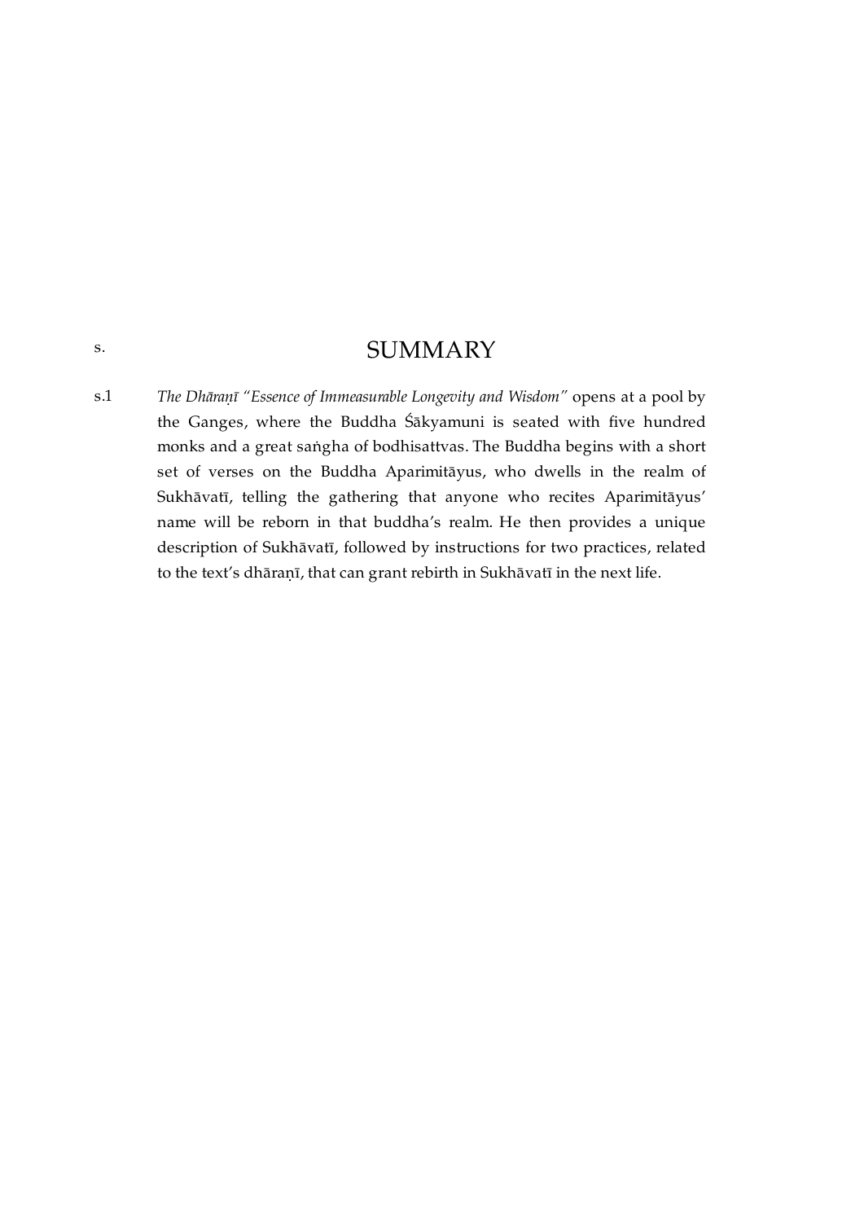# SUMMARY

s.1 *The Dhāraṇī "Essence of Immeasurable Longevity and Wisdom"* opens at a pool by the Ganges, where the Buddha Śākyamuni is seated with five hundred monks and a great saṅgha of bodhisattvas. The Buddha begins with a short set of verses on the Buddha Aparimitāyus, who dwells in the realm of Sukhāvatī, telling the gathering that anyone who recites Aparimitāyus' name will be reborn in that buddha's realm. He then provides a unique description of Sukhāvatī, followed by instructions for two practices, related to the text's dhāraṇī, that can grant rebirth in Sukhāvatī in the next life.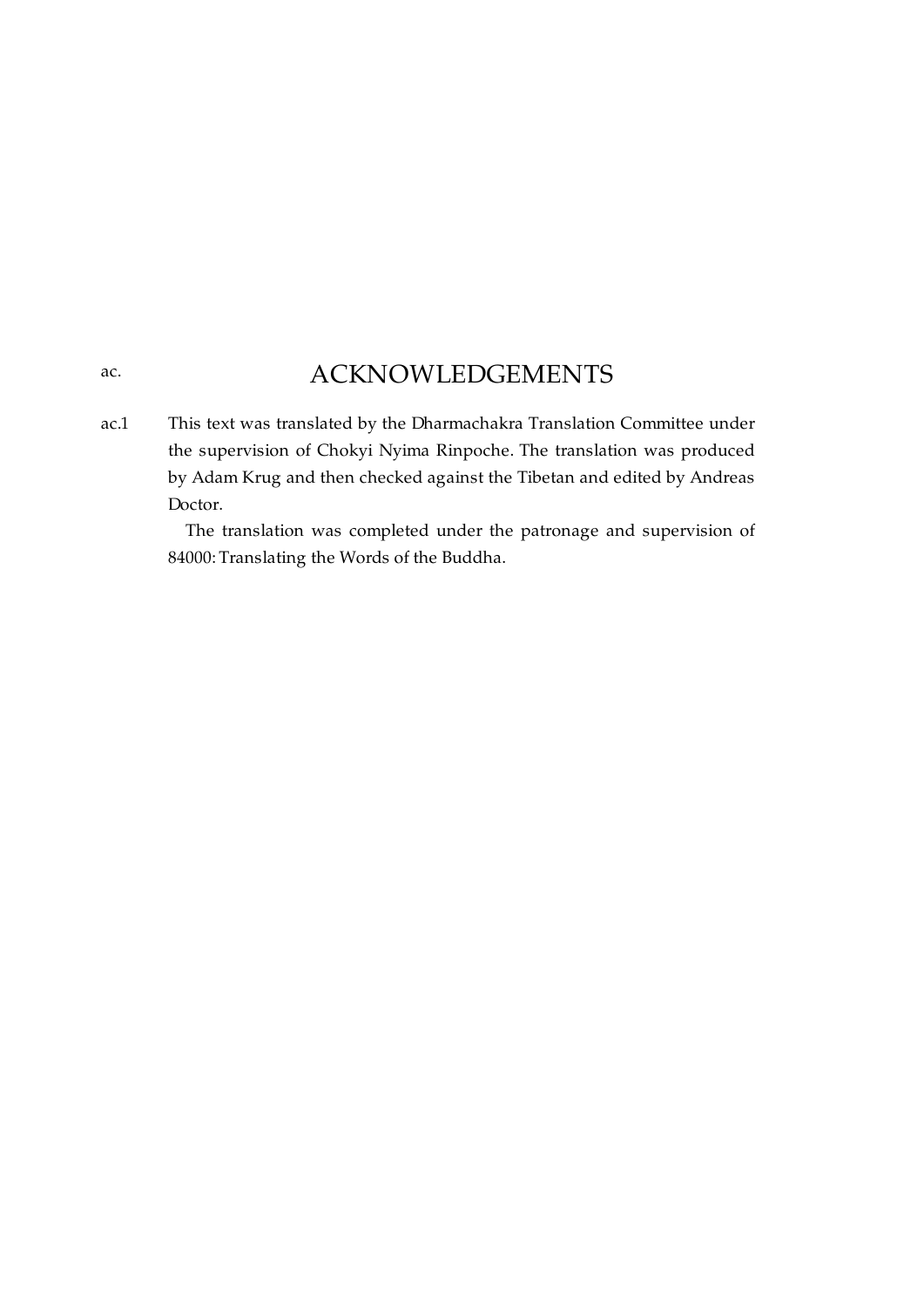# ac. ACKNOWLEDGEMENTS

ac.1 This text was translated by the Dharmachakra Translation Committee under the supervision of Chokyi Nyima Rinpoche. The translation was produced by Adam Krug and then checked against the Tibetan and edited by Andreas Doctor.

The translation was completed under the patronage and supervision of 84000: Translating the Words of the Buddha.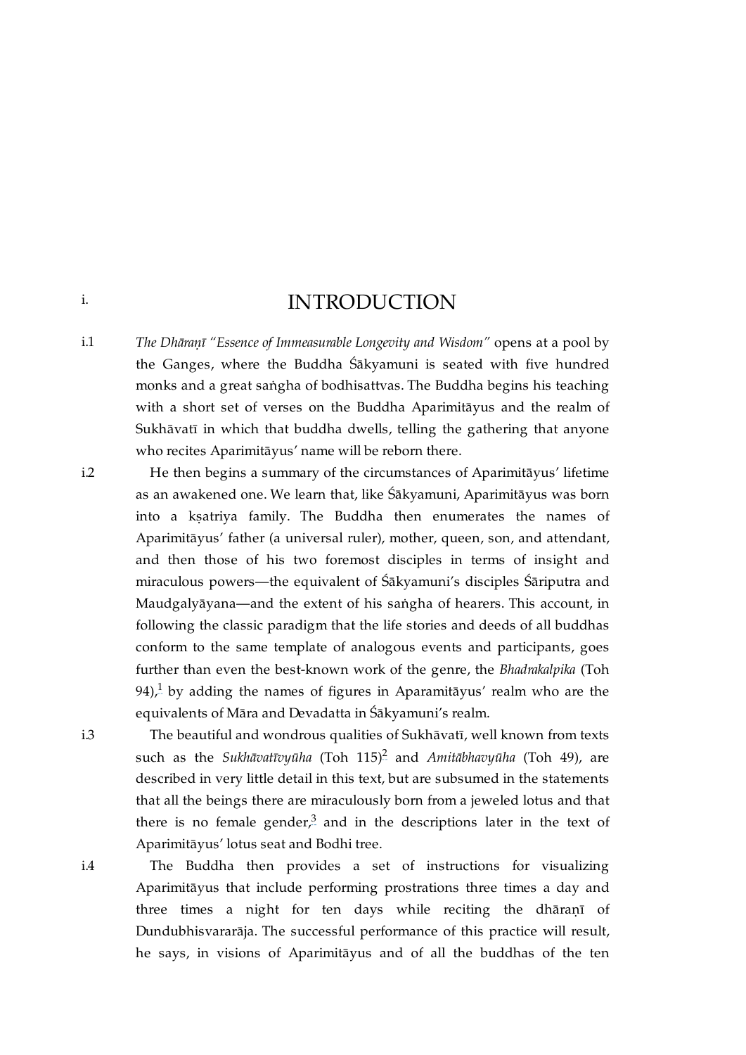# i. INTRODUCTION

i.1 *The Dhāraṇī "Essence of Immeasurable Longevity and Wisdom"* opens at a pool by the Ganges, where the Buddha Śākyamuni is seated with five hundred monks and a great saṅgha of bodhisattvas. The Buddha begins his teaching with a short set of verses on the Buddha Aparimitāyus and the realm of Sukhāvatī in which that buddha dwells, telling the gathering that anyone who recites Aparimitāyus' name will be reborn there.

i.2 He then begins a summary of the circumstances of Aparimitāyus' lifetime as an awakened one. We learn that, like Śākyamuni, Aparimitāyus was born into a kṣatriya family. The Buddha then enumerates the names of Aparimitāyus' father (a universal ruler), mother, queen, son, and attendant, and then those of his two foremost disciples in terms of insight and miraculous powers—the equivalent of Śākyamuni's disciples Śāriputra and Maudgalyāyana—and the extent of his saṅgha of hearers. This account, in following the classic paradigm that the life stories and deeds of all buddhas conform to the same template of analogous events and participants, goes further than even the best-known work of the genre, the *Bhadrakalpika* (Toh 94),[1] by adding the names of figures in Aparamitāyus' realm who are the equivalents of Māra and Devadatta in Śākyamuni's realm.

i.3 The beautiful and wondrous qualities of Sukhāvatī, well known from texts such as the *Sukhāvatīvyūha* (Toh 115)[2] and *Amitābhavyūha* (Toh 49), are described in very little detail in this text, but are subsumed in the statements that all the beings there are miraculously born from a jeweled lotus and that there is no female gender,[3] and in the descriptions later in the text of Aparimitāyus' lotus seat and Bodhi tree.

i.4 The Buddha then provides a set of instructions for visualizing Aparimitāyus that include performing prostrations three times a day and three times a night for ten days while reciting the dhāraṇī of Dundubhisvararāja. The successful performance of this practice will result, he says, in visions of Aparimitāyus and of all the buddhas of the ten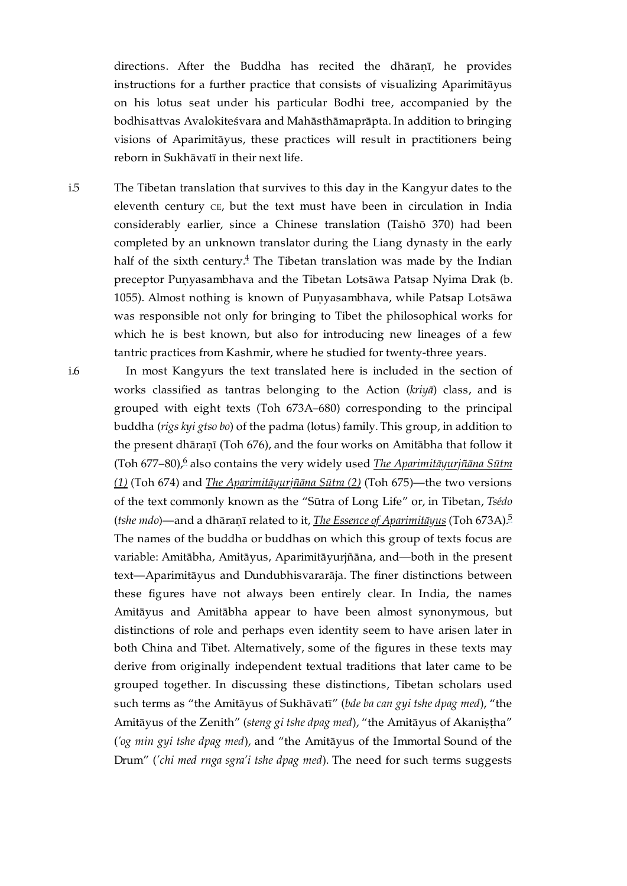directions. After the Buddha has recited the dhāraṇī, he provides instructions for a further practice that consists of visualizing Aparimitāyus on his lotus seat under his particular Bodhi tree, accompanied by the bodhisattvas Avalokiteśvara and Mahāsthāmaprāpta. In addition to bringing visions of Aparimitāyus, these practices will result in practitioners being reborn in Sukhāvatī in their next life.

i.5 The Tibetan translation that survives to this day in the Kangyur dates to the eleventh century CE, but the text must have been in circulation in India considerably earlier, since a Chinese translation (Taishō 370) had been completed by an unknown translator during the Liang dynasty in the early half of the sixth century.[4] The Tibetan translation was made by the Indian preceptor Puṇyasambhava and the Tibetan Lotsāwa Patsap Nyima Drak (b. 1055). Almost nothing is known of Puṇyasambhava, while Patsap Lotsāwa was responsible not only for bringing to Tibet the philosophical works for which he is best known, but also for introducing new lineages of a few tantric practices from Kashmir, where he studied for twenty-three years.

i.6 In most Kangyurs the text translated here is included in the section of works classified as tantras belonging to the Action (*kriyā*) class, and is grouped with eight texts (Toh 673A–680) corresponding to the principal buddha (*rigs kyi gtso bo*) of the padma (lotus) family. This group, in addition to the present dhāraṇī (Toh 676), and the four works on Amitābha that follow it (Toh 677–80),[6] also contains the very widely used *The Aparimitāyurjñāna Sūtra (1)* (Toh 674) and *The Aparimitāyurjñāna Sūtra (2)* (Toh 675)—the two versions of the text commonly known as the "Sūtra of Long Life" or, in Tibetan, *Tsédo* (*tshe mdo*)—and a dhāraṇī related to it, *The Essence of Aparimitāyus* (Toh 673A).[5] The names of the buddha or buddhas on which this group of texts focus are variable: Amitābha, Amitāyus, Aparimitāyurjñāna, and—both in the present text—Aparimitāyus and Dundubhisvararāja. The finer distinctions between these figures have not always been entirely clear. In India, the names Amitāyus and Amitābha appear to have been almost synonymous, but distinctions of role and perhaps even identity seem to have arisen later in both China and Tibet. Alternatively, some of the figures in these texts may derive from originally independent textual traditions that later came to be grouped together. In discussing these distinctions, Tibetan scholars used such terms as "the Amitāyus of Sukhāvatī" (*bde ba can gyi tshe dpag med*), "the Amitāyus of the Zenith" (*steng gi tshe dpag med*), "the Amitāyus of Akaniṣṭha" (*'og min gyi tshe dpag med*), and "the Amitāyus of the Immortal Sound of the Drum" (*'chi med rnga sgra'i tshe dpag med*). The need for such terms suggests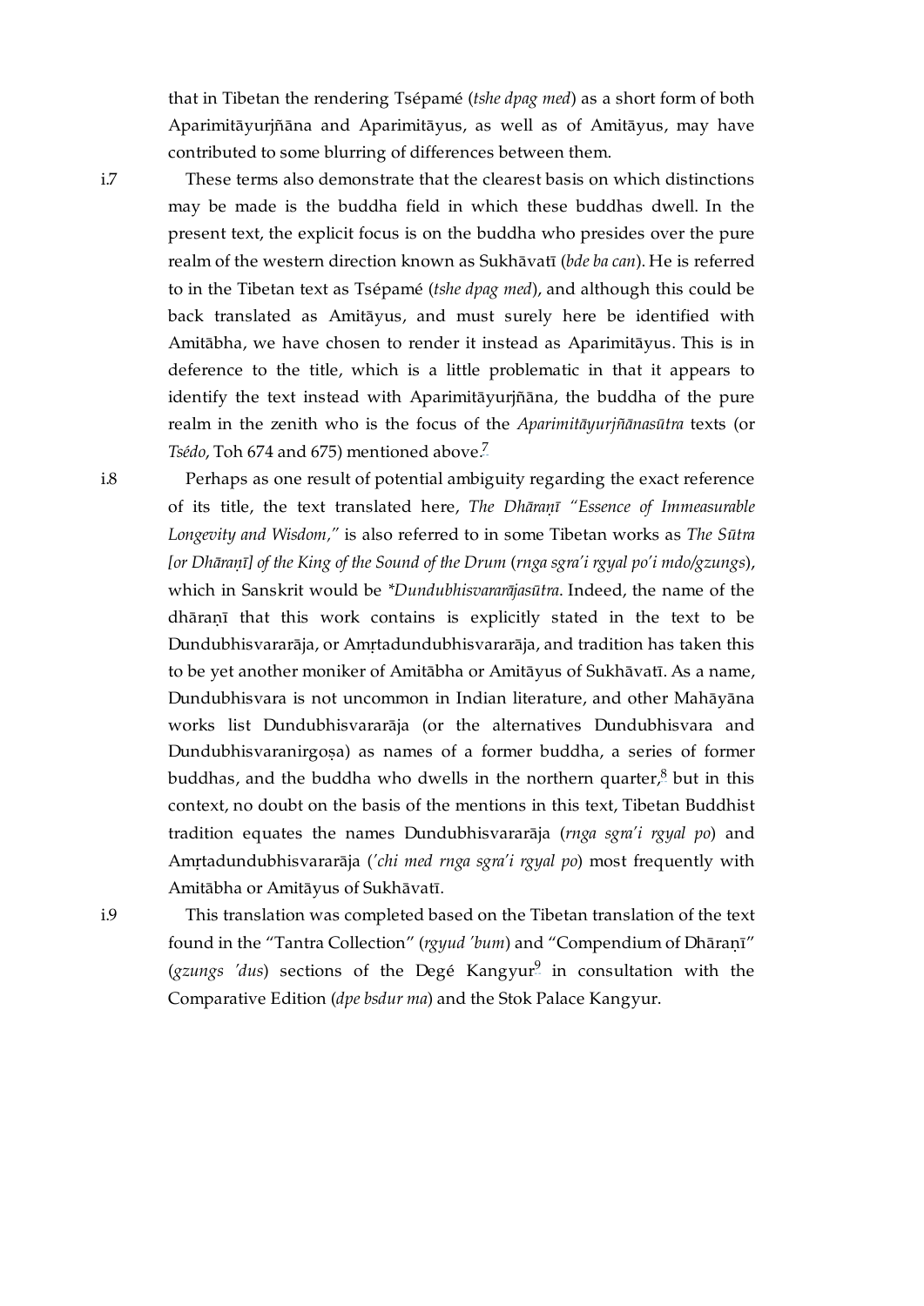that in Tibetan the rendering Tsépamé (*tshe dpag med*) as a short form of both Aparimitāyurjñāna and Aparimitāyus, as well as of Amitāyus, may have contributed to some blurring of differences between them.

i.7 These terms also demonstrate that the clearest basis on which distinctions may be made is the buddha field in which these buddhas dwell. In the present text, the explicit focus is on the buddha who presides over the pure realm of the western direction known as Sukhāvatī (*bde ba can*). He is referred to in the Tibetan text as Tsépamé (*tshe dpag med*), and although this could be back translated as Amitāyus, and must surely here be identified with Amitābha, we have chosen to render it instead as Aparimitāyus. This is in deference to the title, which is a little problematic in that it appears to identify the text instead with Aparimitāyurjñāna, the buddha of the pure realm in the zenith who is the focus of the *Aparimitāyurjñānasūtra* texts (or *Tsédo*, Toh 674 and 675) mentioned above.[7]

i.8 Perhaps as one result of potential ambiguity regarding the exact reference of its title, the text translated here, *The Dhāraṇī "Essence of Immeasurable Longevity and Wisdom,"* is also referred to in some Tibetan works as *The Sūtra [or Dhāraṇī] of the King of the Sound of the Drum* (*rnga sgra'i rgyal po'i mdo/gzungs*), which in Sanskrit would be *\*Dundubhisvararājasūtra*. Indeed, the name of the dhāraṇī that this work contains is explicitly stated in the text to be Dundubhisvararāja, or Amṛtadundubhisvararāja, and tradition has taken this to be yet another moniker of Amitābha or Amitāyus of Sukhāvatī. As a name, Dundubhisvara is not uncommon in Indian literature, and other Mahāyāna works list Dundubhisvararāja (or the alternatives Dundubhisvara and Dundubhisvaranirgoṣa) as names of a former buddha, a series of former buddhas, and the buddha who dwells in the northern quarter,[8] but in this context, no doubt on the basis of the mentions in this text, Tibetan Buddhist tradition equates the names Dundubhisvararāja (*rnga sgra'i rgyal po*) and Amṛtadundubhisvararāja (*'chi med rnga sgra'i rgyal po*) most frequently with Amitābha or Amitāyus of Sukhāvatī.

i.9 This translation was completed based on the Tibetan translation of the text found in the "Tantra Collection" (*rgyud 'bum*) and "Compendium of Dhāraṇī" (*gzungs 'dus*) sections of the Degé Kangyur[9] in consultation with the Comparative Edition (*dpe bsdur ma*) and the Stok Palace Kangyur.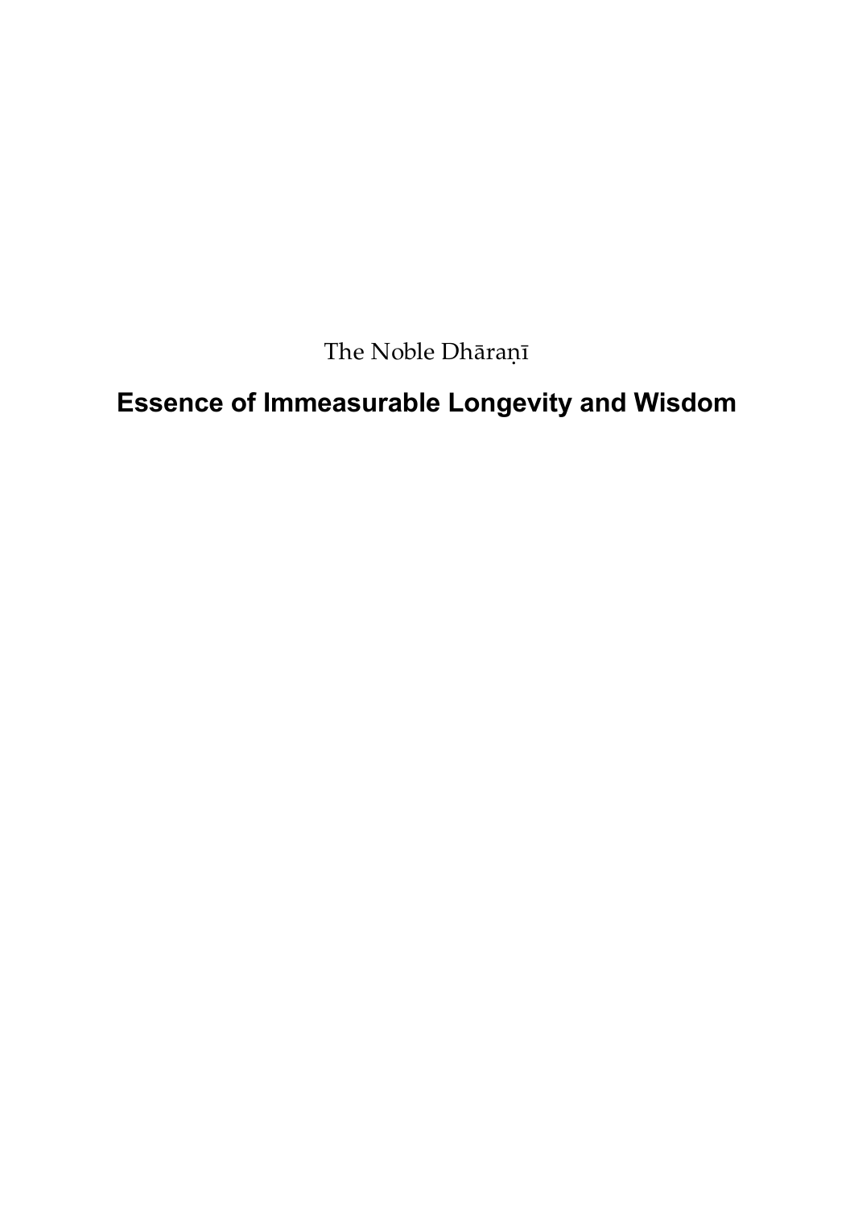The Noble Dhāraṇī

# Essence of Immeasurable Longevity and Wisdom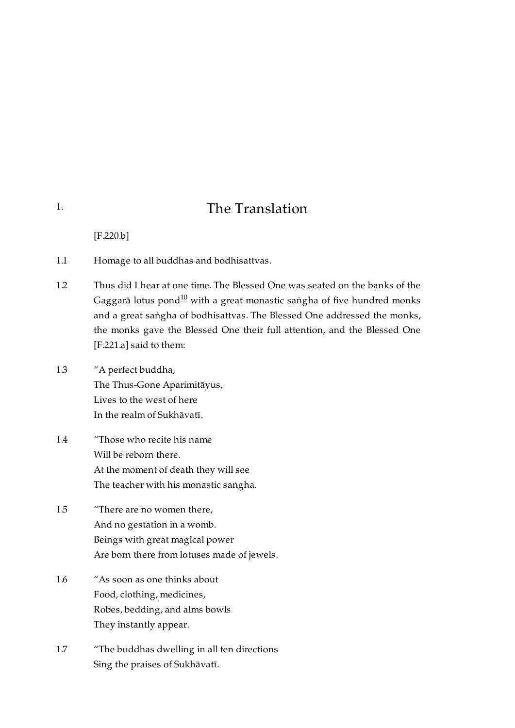# 1. The Translation

[F.220.b]

1.1 Homage to all buddhas and bodhisattvas.

1.2 Thus did I hear at one time. The Blessed One was seated on the banks of the Gaggarā lotus pond[10] with a great monastic saṅgha of five hundred monks and a great saṅgha of bodhisattvas. The Blessed One addressed the monks, the monks gave the Blessed One their full attention, and the Blessed One [F.221.a] said to them:

1.3 "A perfect buddha,
The Thus-Gone Aparimitāyus,
Lives to the west of here
In the realm of Sukhāvatī.

1.4 "Those who recite his name
Will be reborn there.
At the moment of death they will see
The teacher with his monastic saṅgha.

1.5 "There are no women there,
And no gestation in a womb.
Beings with great magical power
Are born there from lotuses made of jewels.

1.6 "As soon as one thinks about
Food, clothing, medicines,
Robes, bedding, and alms bowls
They instantly appear.

1.7 "The buddhas dwelling in all ten directions
Sing the praises of Sukhāvatī.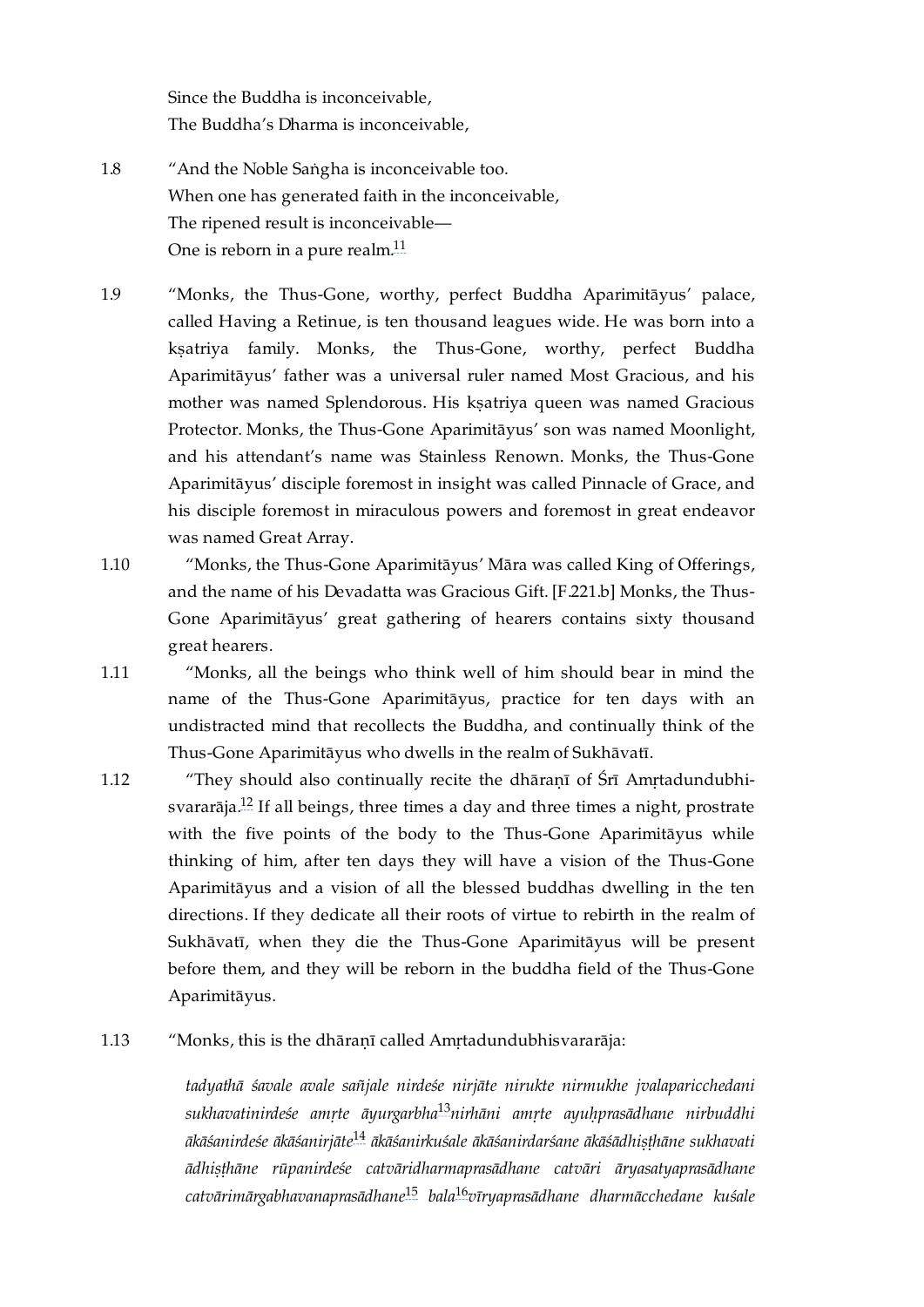Since the Buddha is inconceivable,
The Buddha's Dharma is inconceivable,

1.8 "And the Noble Saṅgha is inconceivable too.
When one has generated faith in the inconceivable,
The ripened result is inconceivable—
One is reborn in a pure realm.[11]

1.9 "Monks, the Thus-Gone, worthy, perfect Buddha Aparimitāyus' palace, called Having a Retinue, is ten thousand leagues wide. He was born into a kṣatriya family. Monks, the Thus-Gone, worthy, perfect Buddha Aparimitāyus' father was a universal ruler named Most Gracious, and his mother was named Splendorous. His kṣatriya queen was named Gracious Protector. Monks, the Thus-Gone Aparimitāyus' son was named Moonlight, and his attendant's name was Stainless Renown. Monks, the Thus-Gone Aparimitāyus' disciple foremost in insight was called Pinnacle of Grace, and his disciple foremost in miraculous powers and foremost in great endeavor was named Great Array.

1.10 "Monks, the Thus-Gone Aparimitāyus' Māra was called King of Offerings, and the name of his Devadatta was Gracious Gift. [F.221.b] Monks, the Thus-Gone Aparimitāyus' great gathering of hearers contains sixty thousand great hearers.

1.11 "Monks, all the beings who think well of him should bear in mind the name of the Thus-Gone Aparimitāyus, practice for ten days with an undistracted mind that recollects the Buddha, and continually think of the Thus-Gone Aparimitāyus who dwells in the realm of Sukhāvatī.

1.12 "They should also continually recite the dhāraṇī of Śrī Amṛtadundubhisvararāja.[12] If all beings, three times a day and three times a night, prostrate with the five points of the body to the Thus-Gone Aparimitāyus while thinking of him, after ten days they will have a vision of the Thus-Gone Aparimitāyus and a vision of all the blessed buddhas dwelling in the ten directions. If they dedicate all their roots of virtue to rebirth in the realm of Sukhāvatī, when they die the Thus-Gone Aparimitāyus will be present before them, and they will be reborn in the buddha field of the Thus-Gone Aparimitāyus.

1.13 "Monks, this is the dhāraṇī called Amṛtadundubhisvararāja:

*tadyathā śavale avale sañjale nirdeśe nirjāte nirukte nirmukhe jvalaparicchedani sukhavatinirdeśe amṛte āyurgarbha*[13]*nirhāni amṛte ayuḥprasādhane nirbuddhi ākāśanirdeśe ākāśanirjāte*[14] *ākāśanirkuśale ākāśanirdarśane ākāśādhiṣṭhāne sukhavati ādhiṣṭhāne rūpanirdeśe catvāridharmaprasādhane catvāri āryasatyaprasādhane catvārimārgabhavanaprasādhane*[15] *bala*[16]*vīryaprasādhane dharmācchedane kuśale*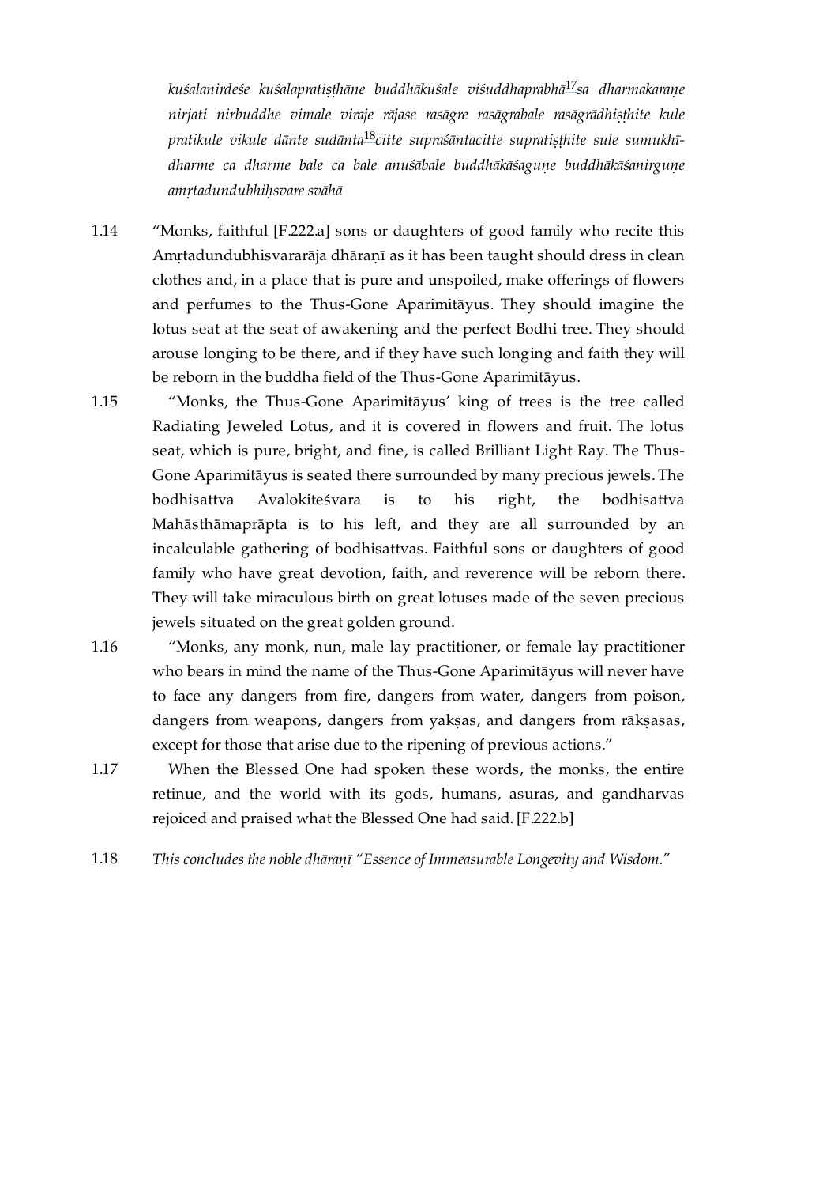*kuśalanirdeśe kuśalapratiṣṭhāne buddhākuśale viśuddhaprabhā*[17]*sa dharmakaraṇe nirjati nirbuddhe vimale viraje rājase rasāgre rasāgrabale rasāgrādhiṣṭhite kule pratikule vikule dānte sudānta*[18]*citte supraśāntacitte supratiṣṭhite sule sumukhīdharme ca dharme bale ca bale anuśābale buddhākāśaguṇe buddhākāśanirguṇe amṛtadundubhiḥsvare svāhā*

1.14 "Monks, faithful [F.222.a] sons or daughters of good family who recite this Amṛtadundubhisvararāja dhāraṇī as it has been taught should dress in clean clothes and, in a place that is pure and unspoiled, make offerings of flowers and perfumes to the Thus-Gone Aparimitāyus. They should imagine the lotus seat at the seat of awakening and the perfect Bodhi tree. They should arouse longing to be there, and if they have such longing and faith they will be reborn in the buddha field of the Thus-Gone Aparimitāyus.

1.15 "Monks, the Thus-Gone Aparimitāyus' king of trees is the tree called Radiating Jeweled Lotus, and it is covered in flowers and fruit. The lotus seat, which is pure, bright, and fine, is called Brilliant Light Ray. The Thus-Gone Aparimitāyus is seated there surrounded by many precious jewels. The bodhisattva Avalokiteśvara is to his right, the bodhisattva Mahāsthāmaprāpta is to his left, and they are all surrounded by an incalculable gathering of bodhisattvas. Faithful sons or daughters of good family who have great devotion, faith, and reverence will be reborn there. They will take miraculous birth on great lotuses made of the seven precious jewels situated on the great golden ground.

1.16 "Monks, any monk, nun, male lay practitioner, or female lay practitioner who bears in mind the name of the Thus-Gone Aparimitāyus will never have to face any dangers from fire, dangers from water, dangers from poison, dangers from weapons, dangers from yakṣas, and dangers from rākṣasas, except for those that arise due to the ripening of previous actions."

1.17 When the Blessed One had spoken these words, the monks, the entire retinue, and the world with its gods, humans, asuras, and gandharvas rejoiced and praised what the Blessed One had said. [F.222.b]

1.18 *This concludes the noble dhāraṇī "Essence of Immeasurable Longevity and Wisdom."*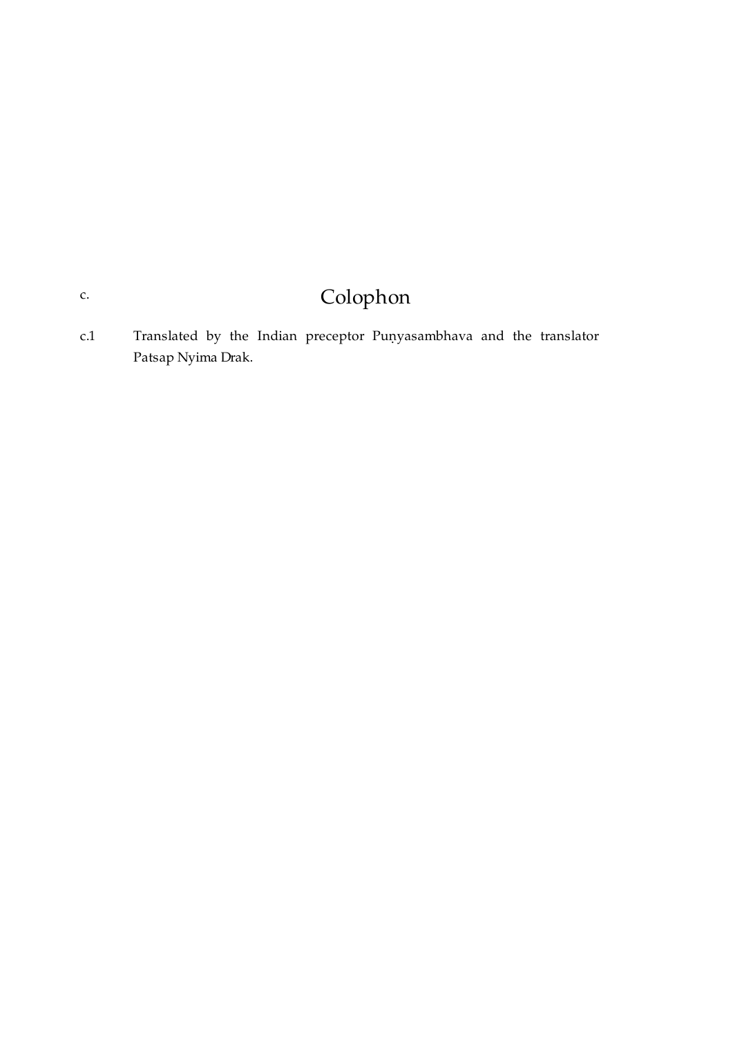c. # Colophon

c.1 Translated by the Indian preceptor Puṇyasambhava and the translator Patsap Nyima Drak.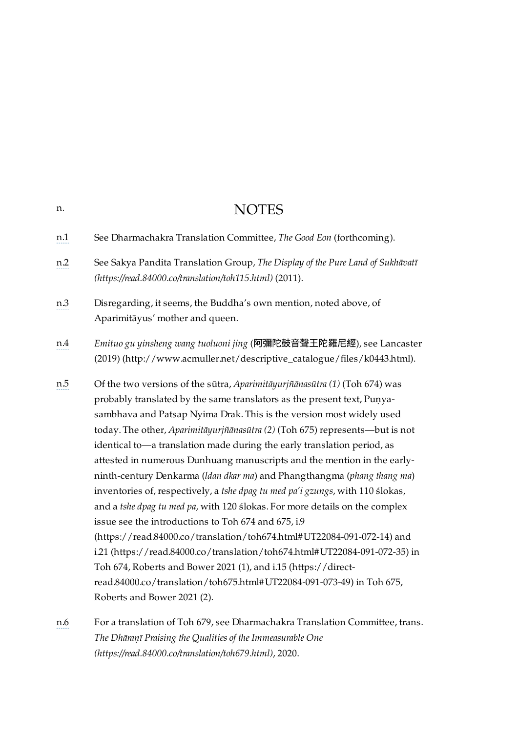## n. NOTES

n.1 See Dharmachakra Translation Committee, *The Good Eon* (forthcoming).

n.2 See Sakya Pandita Translation Group, *The Display of the Pure Land of Sukhāvatī (https://read.84000.co/translation/toh115.html)* (2011).

n.3 Disregarding, it seems, the Buddha's own mention, noted above, of Aparimitāyus' mother and queen.

n.4 *Emituo gu yinsheng wang tuoluoni jing* (阿彌陀鼓音聲王陀羅尼經), see Lancaster (2019) (http://www.acmuller.net/descriptive_catalogue/files/k0443.html).

n.5 Of the two versions of the sūtra, *Aparimitāyurjñānasūtra (1)* (Toh 674) was probably translated by the same translators as the present text, Puṇyasambhava and Patsap Nyima Drak. This is the version most widely used today. The other, *Aparimitāyurjñānasūtra (2)* (Toh 675) represents—but is not identical to—a translation made during the early translation period, as attested in numerous Dunhuang manuscripts and the mention in the early-ninth-century Denkarma (*ldan dkar ma*) and Phangthangma (*phang thang ma*) inventories of, respectively, a *tshe dpag tu med pa'i gzungs*, with 110 ślokas, and a *tshe dpag tu med pa*, with 120 ślokas. For more details on the complex issue see the introductions to Toh 674 and 675, i.9 (https://read.84000.co/translation/toh674.html#UT22084-091-072-14) and i.21 (https://read.84000.co/translation/toh674.html#UT22084-091-072-35) in Toh 674, Roberts and Bower 2021 (1), and i.15 (https://direct-read.84000.co/translation/toh675.html#UT22084-091-073-49) in Toh 675, Roberts and Bower 2021 (2).

n.6 For a translation of Toh 679, see Dharmachakra Translation Committee, trans. *The Dhāraṇī Praising the Qualities of the Immeasurable One (https://read.84000.co/translation/toh679.html)*, 2020.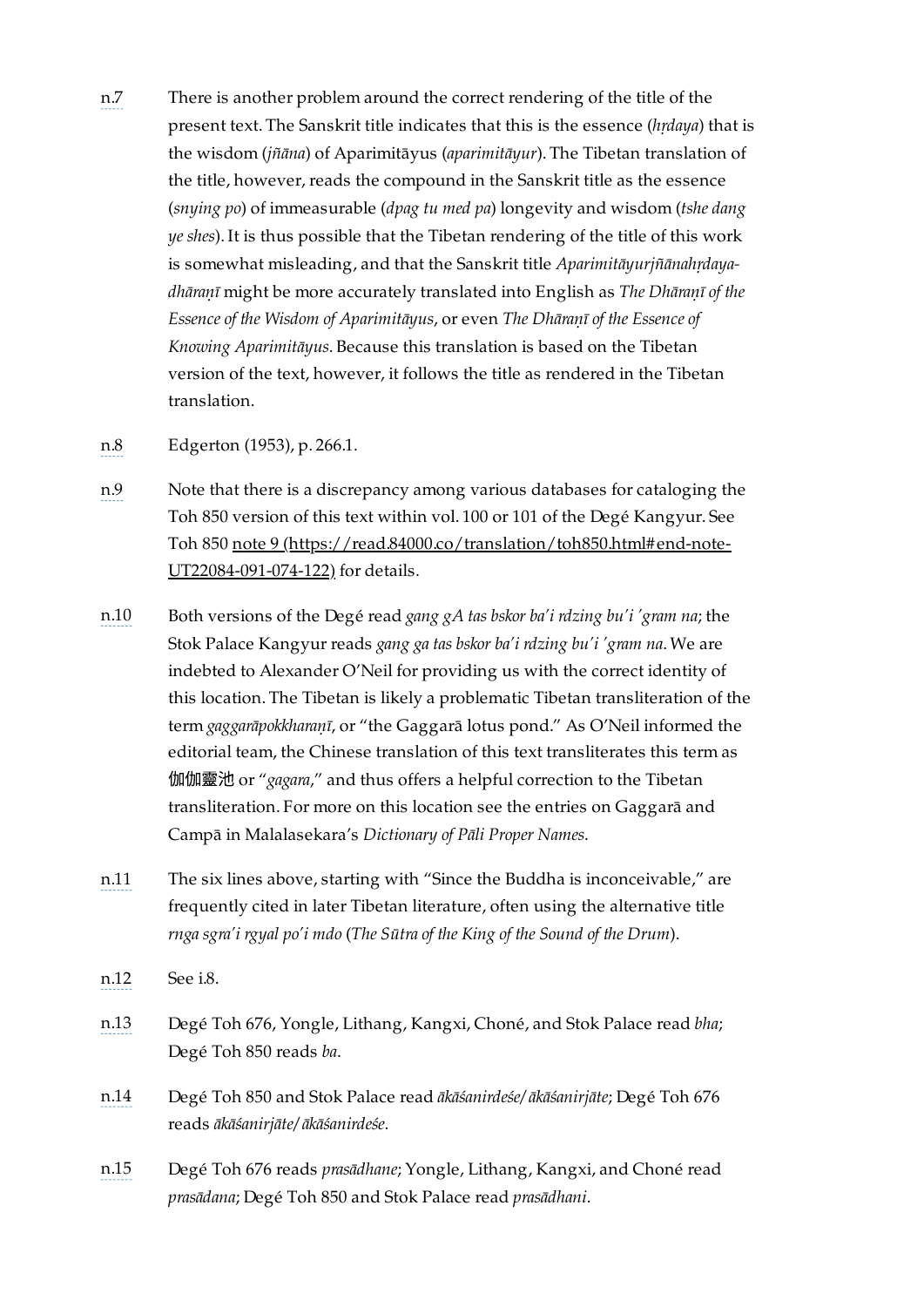n.7 There is another problem around the correct rendering of the title of the present text. The Sanskrit title indicates that this is the essence (*hṛdaya*) that is the wisdom (*jñāna*) of Aparimitāyus (*aparimitāyur*). The Tibetan translation of the title, however, reads the compound in the Sanskrit title as the essence (*snying po*) of immeasurable (*dpag tu med pa*) longevity and wisdom (*tshe dang ye shes*). It is thus possible that the Tibetan rendering of the title of this work is somewhat misleading, and that the Sanskrit title *Aparimitāyurjñānahṛdaya-dhāraṇī* might be more accurately translated into English as *The Dhāraṇī of the Essence of the Wisdom of Aparimitāyus*, or even *The Dhāraṇī of the Essence of Knowing Aparimitāyus*. Because this translation is based on the Tibetan version of the text, however, it follows the title as rendered in the Tibetan translation.

n.8 Edgerton (1953), p. 266.1.

n.9 Note that there is a discrepancy among various databases for cataloging the Toh 850 version of this text within vol. 100 or 101 of the Degé Kangyur. See Toh 850 [note 9 (https://read.84000.co/translation/toh850.html#end-note-UT22084-091-074-122)](https://read.84000.co/translation/toh850.html#end-note-UT22084-091-074-122) for details.

n.10 Both versions of the Degé read *gang gA tas bskor ba'i rdzing bu'i 'gram na*; the Stok Palace Kangyur reads *gang ga tas bskor ba'i rdzing bu'i 'gram na*. We are indebted to Alexander O'Neil for providing us with the correct identity of this location. The Tibetan is likely a problematic Tibetan transliteration of the term *gaggarāpokkharaṇī*, or "the Gaggarā lotus pond." As O'Neil informed the editorial team, the Chinese translation of this text transliterates this term as 伽伽靈池 or "*gagara*," and thus offers a helpful correction to the Tibetan transliteration. For more on this location see the entries on Gaggarā and Campā in Malalasekara's *Dictionary of Pāli Proper Names*.

n.11 The six lines above, starting with "Since the Buddha is inconceivable," are frequently cited in later Tibetan literature, often using the alternative title *rnga sgra'i rgyal po'i mdo* (*The Sūtra of the King of the Sound of the Drum*).

n.12 See i.8.

n.13 Degé Toh 676, Yongle, Lithang, Kangxi, Choné, and Stok Palace read *bha*; Degé Toh 850 reads *ba*.

n.14 Degé Toh 850 and Stok Palace read *ākāśanirdeśe/ākāśanirjāte*; Degé Toh 676 reads *ākāśanirjāte/ākāśanirdeśe*.

n.15 Degé Toh 676 reads *prasādhane*; Yongle, Lithang, Kangxi, and Choné read *prasādana*; Degé Toh 850 and Stok Palace read *prasādhani*.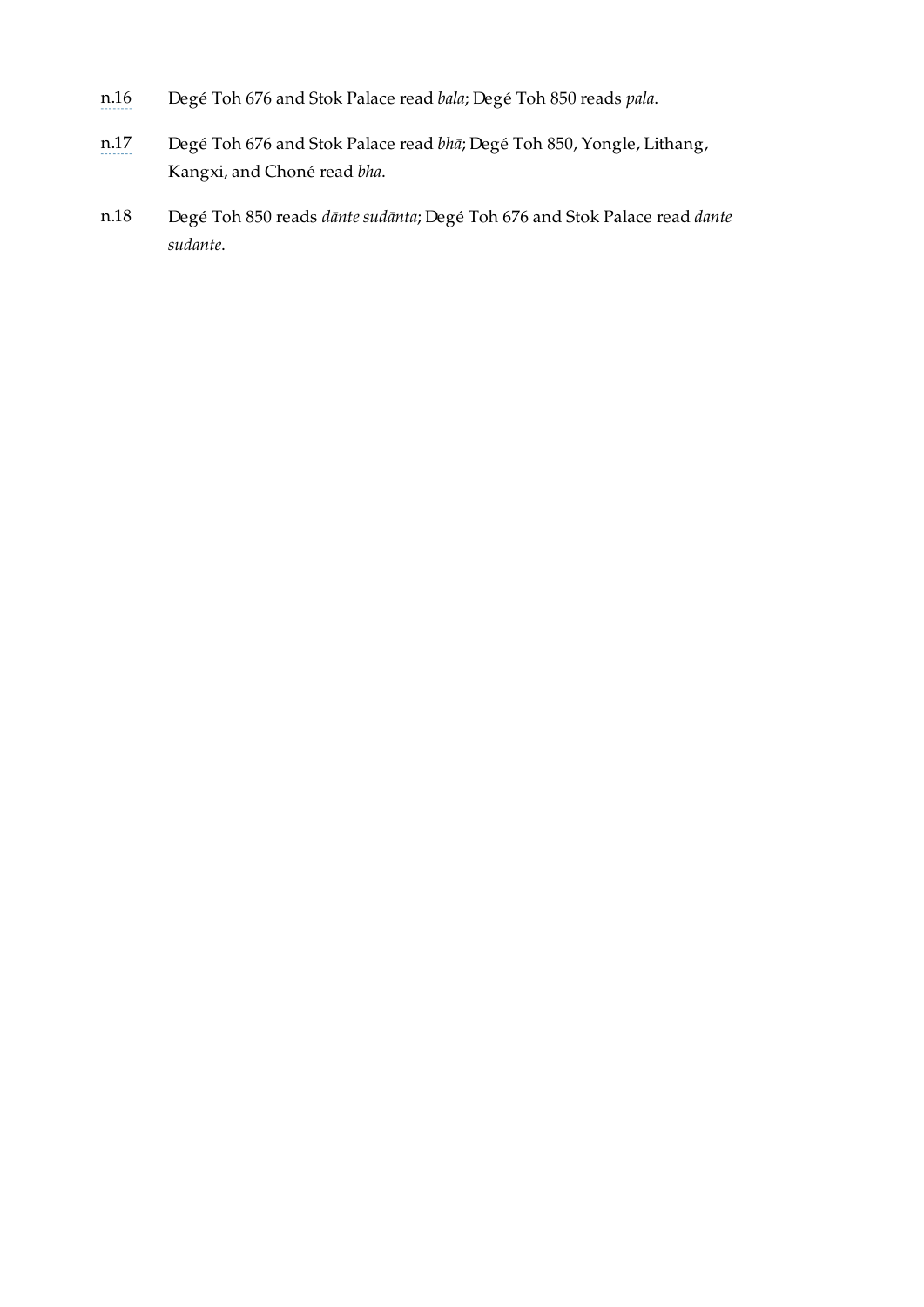n.16 Degé Toh 676 and Stok Palace read *bala*; Degé Toh 850 reads *pala*.

n.17 Degé Toh 676 and Stok Palace read *bhā*; Degé Toh 850, Yongle, Lithang, Kangxi, and Choné read *bha*.

n.18 Degé Toh 850 reads *dānte sudānta*; Degé Toh 676 and Stok Palace read *dante sudante*.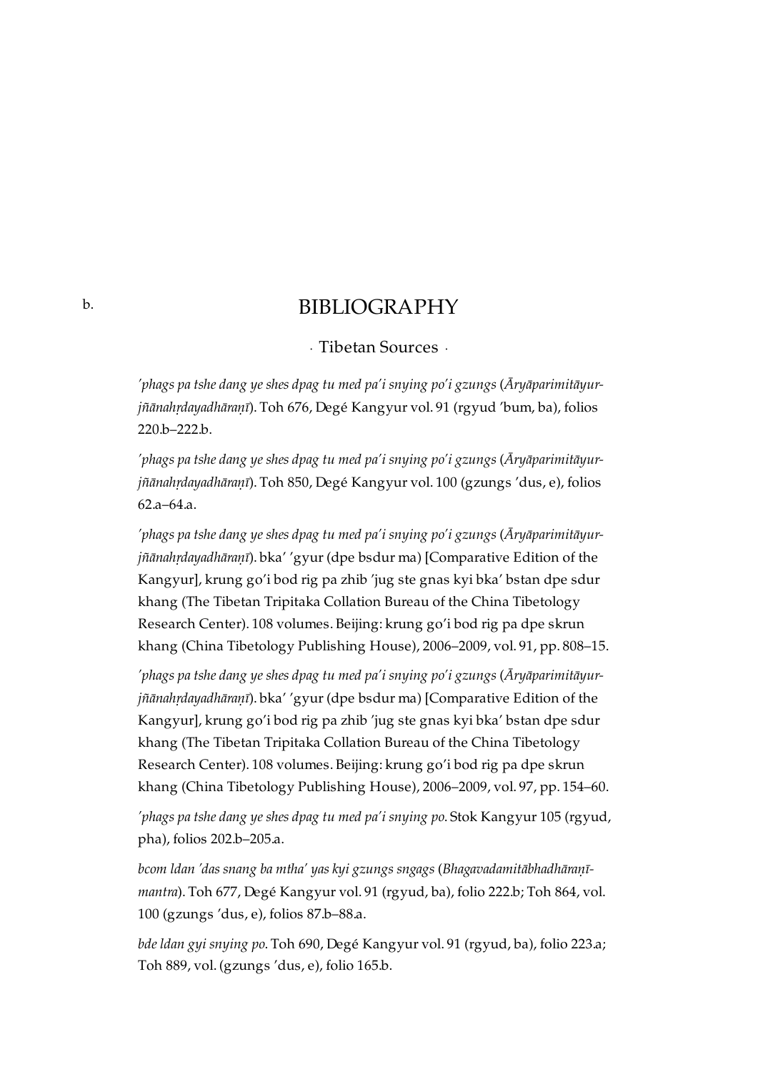b.

# BIBLIOGRAPHY

## · Tibetan Sources ·

*'phags pa tshe dang ye shes dpag tu med pa'i snying po'i gzungs* (*Āryāparimitāyurjñānahṛdayadhāraṇī*). Toh 676, Degé Kangyur vol. 91 (rgyud 'bum, ba), folios 220.b–222.b.

*'phags pa tshe dang ye shes dpag tu med pa'i snying po'i gzungs* (*Āryāparimitāyurjñānahṛdayadhāraṇī*). Toh 850, Degé Kangyur vol. 100 (gzungs 'dus, e), folios 62.a–64.a.

*'phags pa tshe dang ye shes dpag tu med pa'i snying po'i gzungs* (*Āryāparimitāyurjñānahṛdayadhāraṇī*). bka' 'gyur (dpe bsdur ma) [Comparative Edition of the Kangyur], krung go'i bod rig pa zhib 'jug ste gnas kyi bka' bstan dpe sdur khang (The Tibetan Tripitaka Collation Bureau of the China Tibetology Research Center). 108 volumes. Beijing: krung go'i bod rig pa dpe skrun khang (China Tibetology Publishing House), 2006–2009, vol. 91, pp. 808–15.

*'phags pa tshe dang ye shes dpag tu med pa'i snying po'i gzungs* (*Āryāparimitāyurjñānahṛdayadhāraṇī*). bka' 'gyur (dpe bsdur ma) [Comparative Edition of the Kangyur], krung go'i bod rig pa zhib 'jug ste gnas kyi bka' bstan dpe sdur khang (The Tibetan Tripitaka Collation Bureau of the China Tibetology Research Center). 108 volumes. Beijing: krung go'i bod rig pa dpe skrun khang (China Tibetology Publishing House), 2006–2009, vol. 97, pp. 154–60.

*'phags pa tshe dang ye shes dpag tu med pa'i snying po*. Stok Kangyur 105 (rgyud, pha), folios 202.b–205.a.

*bcom ldan 'das snang ba mtha' yas kyi gzungs sngags* (*Bhagavadamitābhadhāraṇīmantra*). Toh 677, Degé Kangyur vol. 91 (rgyud, ba), folio 222.b; Toh 864, vol. 100 (gzungs 'dus, e), folios 87.b–88.a.

*bde ldan gyi snying po*. Toh 690, Degé Kangyur vol. 91 (rgyud, ba), folio 223.a; Toh 889, vol. (gzungs 'dus, e), folio 165.b.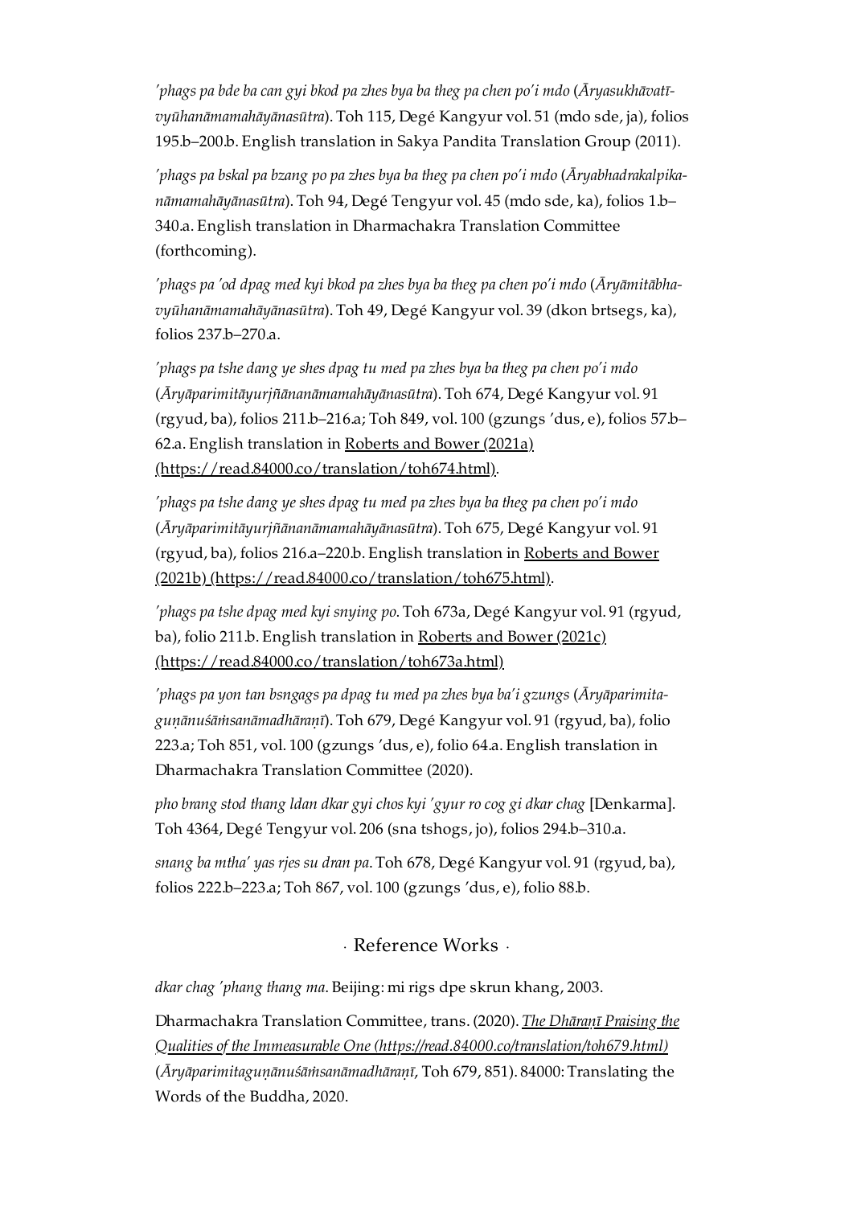*'phags pa bde ba can gyi bkod pa zhes bya ba theg pa chen po'i mdo* (*Āryasukhāvatīvyūhanāmamahāyānasūtra*). Toh 115, Degé Kangyur vol. 51 (mdo sde, ja), folios 195.b–200.b. English translation in Sakya Pandita Translation Group (2011).

*'phags pa bskal pa bzang po pa zhes bya ba theg pa chen po'i mdo* (*Āryabhadrakalpikanāmamahāyānasūtra*). Toh 94, Degé Tengyur vol. 45 (mdo sde, ka), folios 1.b–340.a. English translation in Dharmachakra Translation Committee (forthcoming).

*'phags pa 'od dpag med kyi bkod pa zhes bya ba theg pa chen po'i mdo* (*Āryāmitābhavyūhanāmamahāyānasūtra*). Toh 49, Degé Kangyur vol. 39 (dkon brtsegs, ka), folios 237.b–270.a.

*'phags pa tshe dang ye shes dpag tu med pa zhes bya ba theg pa chen po'i mdo* (*Āryāparimitāyurjñānanāmamahāyānasūtra*). Toh 674, Degé Kangyur vol. 91 (rgyud, ba), folios 211.b–216.a; Toh 849, vol. 100 (gzungs 'dus, e), folios 57.b–62.a. English translation in Roberts and Bower (2021a) (https://read.84000.co/translation/toh674.html).

*'phags pa tshe dang ye shes dpag tu med pa zhes bya ba theg pa chen po'i mdo* (*Āryāparimitāyurjñānanāmamahāyānasūtra*). Toh 675, Degé Kangyur vol. 91 (rgyud, ba), folios 216.a–220.b. English translation in Roberts and Bower (2021b) (https://read.84000.co/translation/toh675.html).

*'phags pa tshe dpag med kyi snying po*. Toh 673a, Degé Kangyur vol. 91 (rgyud, ba), folio 211.b. English translation in Roberts and Bower (2021c) (https://read.84000.co/translation/toh673a.html)

*'phags pa yon tan bsngags pa dpag tu med pa zhes bya ba'i gzungs* (*Āryāparimitaguṇānuśāṁsanāmadhāraṇī*). Toh 679, Degé Kangyur vol. 91 (rgyud, ba), folio 223.a; Toh 851, vol. 100 (gzungs 'dus, e), folio 64.a. English translation in Dharmachakra Translation Committee (2020).

*pho brang stod thang ldan dkar gyi chos kyi 'gyur ro cog gi dkar chag* [Denkarma]. Toh 4364, Degé Tengyur vol. 206 (sna tshogs, jo), folios 294.b–310.a.

*snang ba mtha' yas rjes su dran pa*. Toh 678, Degé Kangyur vol. 91 (rgyud, ba), folios 222.b–223.a; Toh 867, vol. 100 (gzungs 'dus, e), folio 88.b.

## · Reference Works ·

*dkar chag 'phang thang ma*. Beijing: mi rigs dpe skrun khang, 2003.

Dharmachakra Translation Committee, trans. (2020). *The Dhāraṇī Praising the Qualities of the Immeasurable One (https://read.84000.co/translation/toh679.html)* (*Āryāparimitaguṇānuśāṁsanāmadhāraṇī*, Toh 679, 851). 84000: Translating the Words of the Buddha, 2020.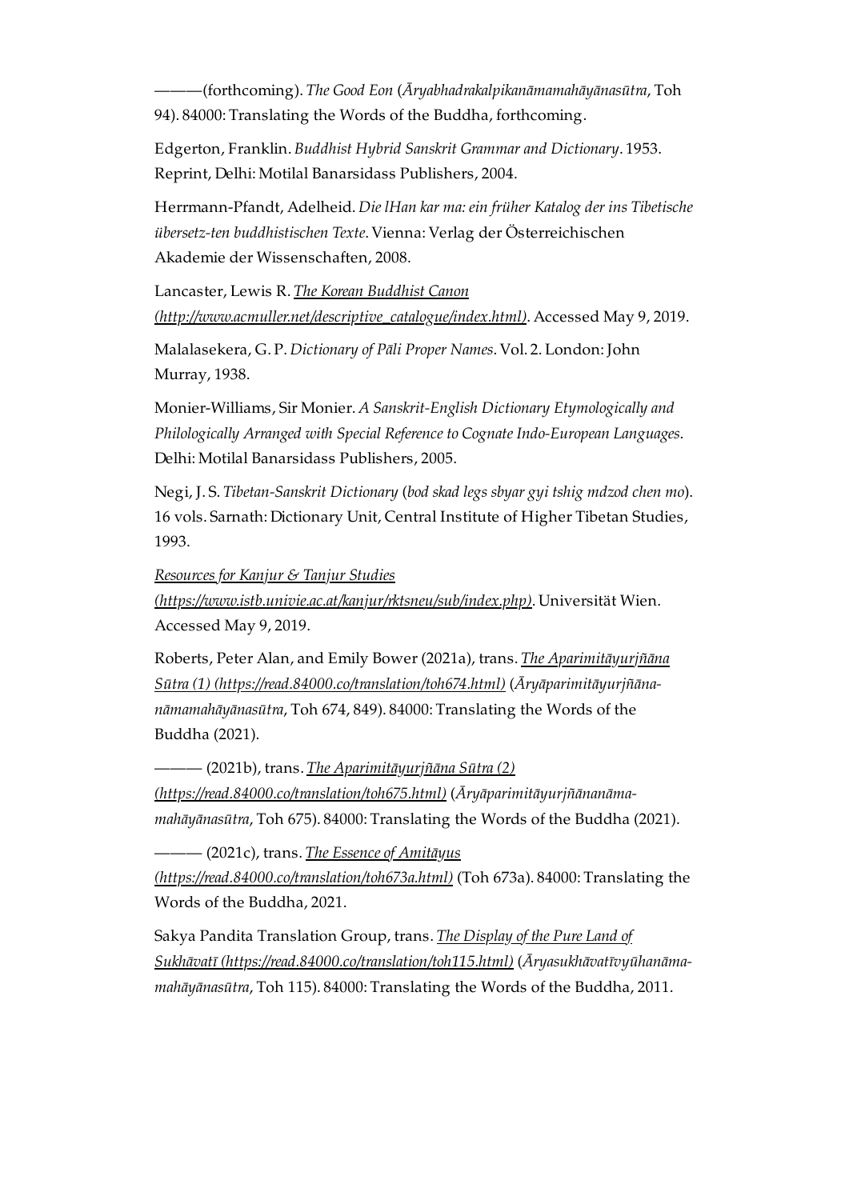———(forthcoming). *The Good Eon* (*Āryabhadrakalpikanāmamahāyānasūtra*, Toh 94). 84000: Translating the Words of the Buddha, forthcoming.

Edgerton, Franklin. *Buddhist Hybrid Sanskrit Grammar and Dictionary*. 1953. Reprint, Delhi: Motilal Banarsidass Publishers, 2004.

Herrmann-Pfandt, Adelheid. *Die lHan kar ma: ein früher Katalog der ins Tibetische übersetz-ten buddhistischen Texte*. Vienna: Verlag der Österreichischen Akademie der Wissenschaften, 2008.

Lancaster, Lewis R. *The Korean Buddhist Canon (http://www.acmuller.net/descriptive_catalogue/index.html)*. Accessed May 9, 2019.

Malalasekera, G. P. *Dictionary of Pāli Proper Names*. Vol. 2. London: John Murray, 1938.

Monier-Williams, Sir Monier. *A Sanskrit-English Dictionary Etymologically and Philologically Arranged with Special Reference to Cognate Indo-European Languages*. Delhi: Motilal Banarsidass Publishers, 2005.

Negi, J. S. *Tibetan-Sanskrit Dictionary* (*bod skad legs sbyar gyi tshig mdzod chen mo*). 16 vols. Sarnath: Dictionary Unit, Central Institute of Higher Tibetan Studies, 1993.

*Resources for Kanjur & Tanjur Studies (https://www.istb.univie.ac.at/kanjur/rktsneu/sub/index.php)*. Universität Wien. Accessed May 9, 2019.

Roberts, Peter Alan, and Emily Bower (2021a), trans. *The Aparimitāyurjñāna Sūtra (1) (https://read.84000.co/translation/toh674.html)* (*Āryāparimitāyurjñāna-nāmamahāyānasūtra*, Toh 674, 849). 84000: Translating the Words of the Buddha (2021).

——— (2021b), trans. *The Aparimitāyurjñāna Sūtra (2) (https://read.84000.co/translation/toh675.html)* (*Āryāparimitāyurjñānanāma-mahāyānasūtra*, Toh 675). 84000: Translating the Words of the Buddha (2021).

——— (2021c), trans. *The Essence of Amitāyus (https://read.84000.co/translation/toh673a.html)* (Toh 673a). 84000: Translating the Words of the Buddha, 2021.

Sakya Pandita Translation Group, trans. *The Display of the Pure Land of Sukhāvatī (https://read.84000.co/translation/toh115.html)* (*Āryasukhāvatīvyūhanāma-mahāyānasūtra*, Toh 115). 84000: Translating the Words of the Buddha, 2011.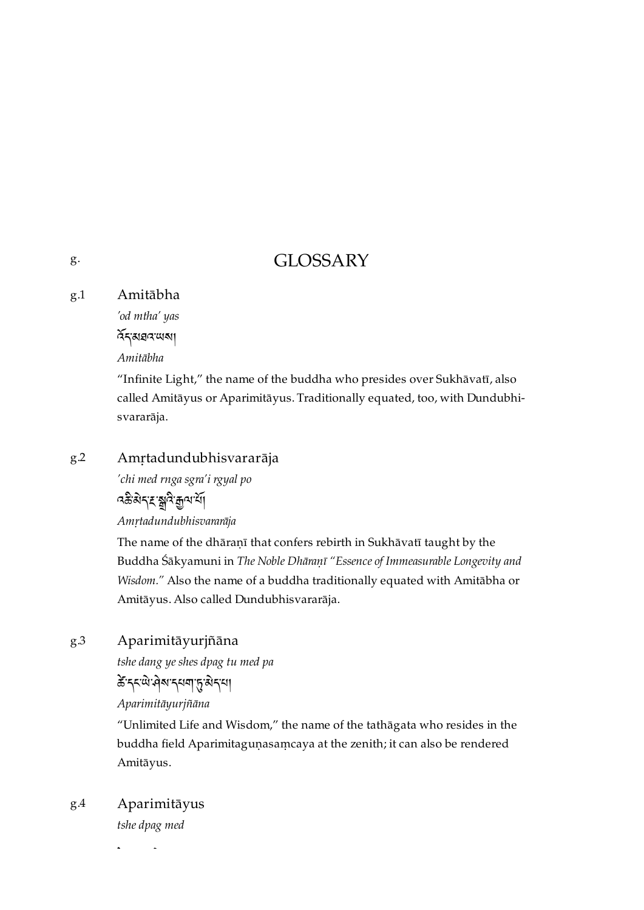g. 

# GLOSSARY

g.1 **Amitābha**

*'od mtha' yas*

འོད་མཐའ་ཡས།

*Amitābha*

"Infinite Light," the name of the buddha who presides over Sukhāvatī, also called Amitāyus or Aparimitāyus. Traditionally equated, too, with Dundubhisvararāja.

g.2 **Amṛtadundubhisvararāja**

*'chi med rnga sgra'i rgyal po*

འཆི་མེད་རྔ་སྒྲའི་རྒྱལ་པོ།

*Amṛtadundubhisvararāja*

The name of the dhāraṇī that confers rebirth in Sukhāvatī taught by the Buddha Śākyamuni in *The Noble Dhāraṇī "Essence of Immeasurable Longevity and Wisdom."* Also the name of a buddha traditionally equated with Amitābha or Amitāyus. Also called Dundubhisvararāja.

g.3 **Aparimitāyurjñāna**

*tshe dang ye shes dpag tu med pa*

ཚེ་དང་ཡེ་ཤེས་དཔག་ཏུ་མེད་པ།

*Aparimitāyurjñāna*

"Unlimited Life and Wisdom," the name of the tathāgata who resides in the buddha field Aparimitaguṇasaṃcaya at the zenith; it can also be rendered Amitāyus.

g.4 **Aparimitāyus**

*tshe dpag med*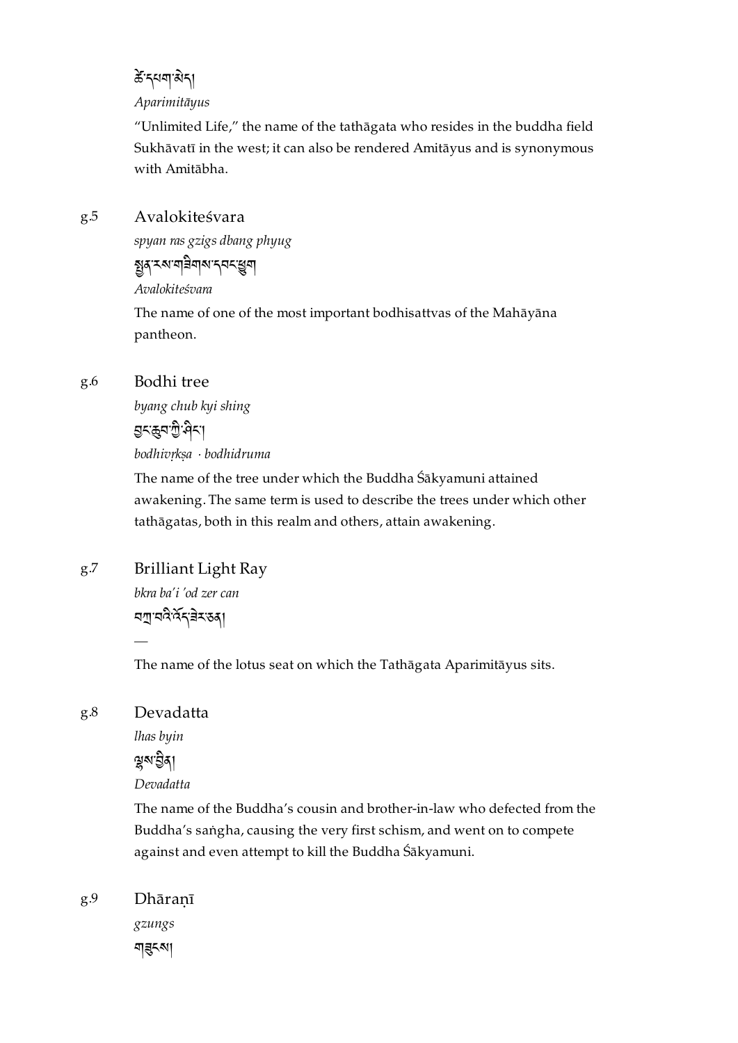ཚེ་དཔག་མེད།

*Aparimitāyus*

"Unlimited Life," the name of the tathāgata who resides in the buddha field Sukhāvatī in the west; it can also be rendered Amitāyus and is synonymous with Amitābha.

g.5 Avalokiteśvara

*spyan ras gzigs dbang phyug*

སྤྱན་རས་གཟིགས་དབང་ཕྱུག

*Avalokiteśvara*

The name of one of the most important bodhisattvas of the Mahāyāna pantheon.

g.6 Bodhi tree

*byang chub kyi shing*

བྱང་ཆུབ་ཀྱི་ཤིང་།

*bodhivṛkṣa* · *bodhidruma*

The name of the tree under which the Buddha Śākyamuni attained awakening. The same term is used to describe the trees under which other tathāgatas, both in this realm and others, attain awakening.

g.7 Brilliant Light Ray

*bkra ba'i 'od zer can*

བཀྲ་བའི་འོད་ཟེར་ཅན།

—

The name of the lotus seat on which the Tathāgata Aparimitāyus sits.

g.8 Devadatta

*lhas byin*

ལྷས་བྱིན།

*Devadatta*

The name of the Buddha's cousin and brother-in-law who defected from the Buddha's saṅgha, causing the very first schism, and went on to compete against and even attempt to kill the Buddha Śākyamuni.

g.9 Dhāraṇī

*gzungs*

གཟུངས།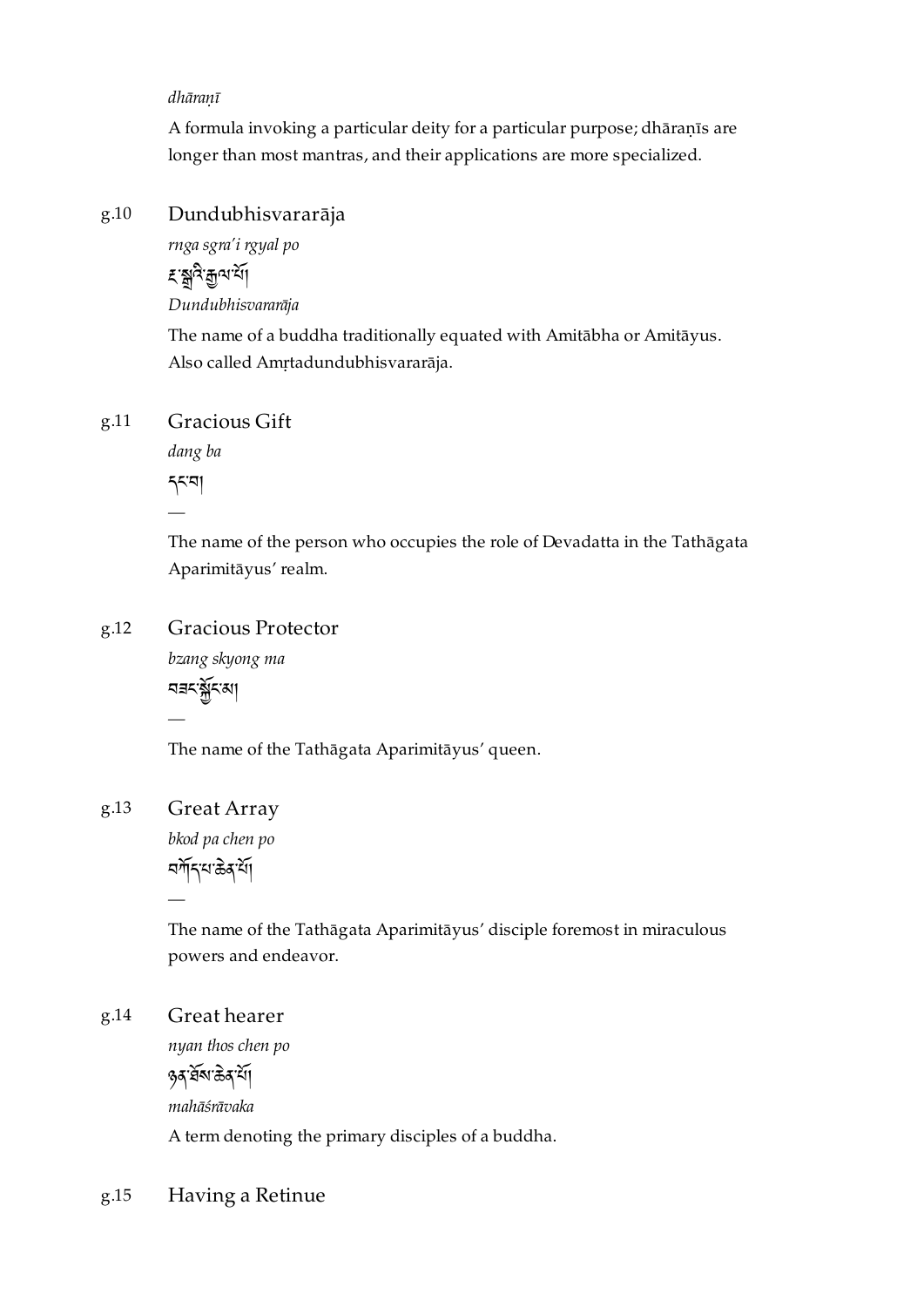*dhāraṇī*

A formula invoking a particular deity for a particular purpose; dhāraṇīs are longer than most mantras, and their applications are more specialized.

g.10 Dundubhisvararāja

*rnga sgra'i rgyal po*

རྔ་སྒྲའི་རྒྱལ་པོ།

*Dundubhisvararāja*

The name of a buddha traditionally equated with Amitābha or Amitāyus. Also called Amṛtadundubhisvararāja.

g.11 Gracious Gift

*dang ba*

དང་བ།

—

The name of the person who occupies the role of Devadatta in the Tathāgata Aparimitāyus' realm.

g.12 Gracious Protector

*bzang skyong ma*

བཟང་སྐྱོང་མ།

—

The name of the Tathāgata Aparimitāyus' queen.

g.13 Great Array

*bkod pa chen po*

བཀོད་པ་ཆེན་པོ།

—

The name of the Tathāgata Aparimitāyus' disciple foremost in miraculous powers and endeavor.

g.14 Great hearer

*nyan thos chen po*

ཉན་ཐོས་ཆེན་པོ།

*mahāśrāvaka*

A term denoting the primary disciples of a buddha.

g.15 Having a Retinue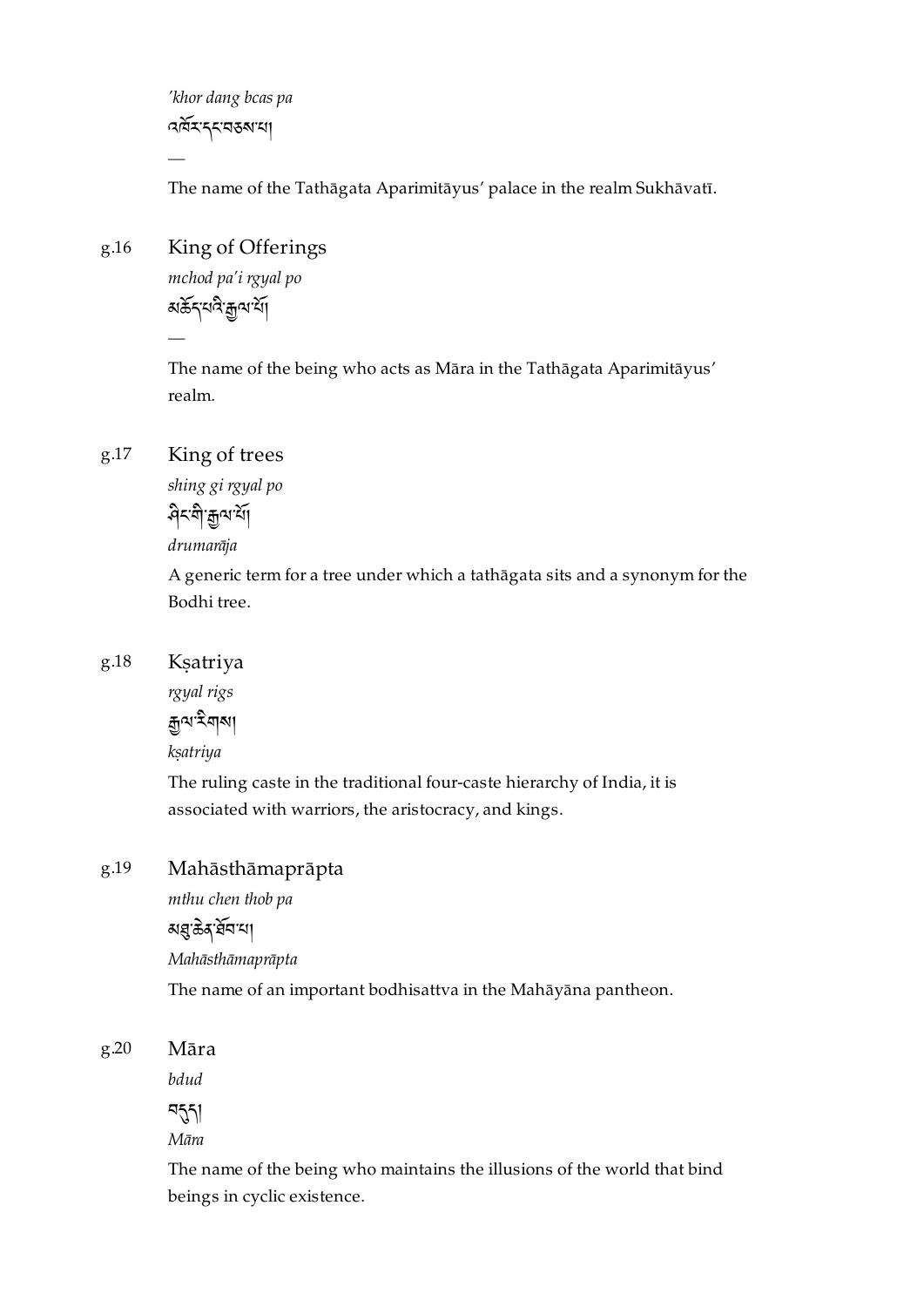*'khor dang bcas pa*

འཁོར་དང་བཅས་པ།

—

The name of the Tathāgata Aparimitāyus' palace in the realm Sukhāvatī.

g.16 King of Offerings

*mchod pa'i rgyal po*

མཆོད་པའི་རྒྱལ་པོ།

—

The name of the being who acts as Māra in the Tathāgata Aparimitāyus' realm.

g.17 King of trees

*shing gi rgyal po*

ཤིང་གི་རྒྱལ་པོ།

*drumarāja*

A generic term for a tree under which a tathāgata sits and a synonym for the Bodhi tree.

g.18 Kṣatriya

*rgyal rigs*

རྒྱལ་རིགས།

*kṣatriya*

The ruling caste in the traditional four-caste hierarchy of India, it is associated with warriors, the aristocracy, and kings.

g.19 Mahāsthāmaprāpta

*mthu chen thob pa*

མཐུ་ཆེན་ཐོབ་པ།

*Mahāsthāmaprāpta*

The name of an important bodhisattva in the Mahāyāna pantheon.

g.20 Māra

*bdud*

བདུད།

*Māra*

The name of the being who maintains the illusions of the world that bind beings in cyclic existence.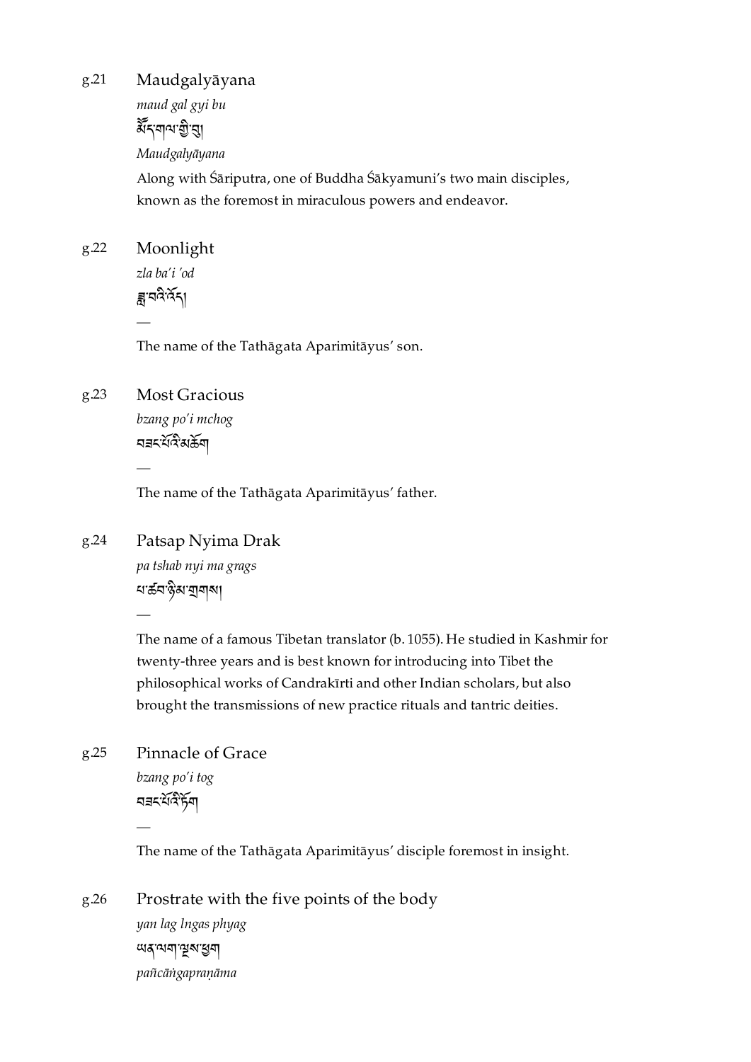g.21 Maudgalyāyana

*maud gal gyi bu*

མོད་གལ་གྱི་བུ།

*Maudgalyāyana*

Along with Śāriputra, one of Buddha Śākyamuni's two main disciples, known as the foremost in miraculous powers and endeavor.

g.22 Moonlight

*zla ba'i 'od*

ཟླ་བའི་འོད།

—

The name of the Tathāgata Aparimitāyus' son.

g.23 Most Gracious

*bzang po'i mchog*

བཟང་པོའི་མཆོག

—

The name of the Tathāgata Aparimitāyus' father.

g.24 Patsap Nyima Drak

*pa tshab nyi ma grags*

པ་ཚབ་ཉི་མ་གྲགས།

—

The name of a famous Tibetan translator (b. 1055). He studied in Kashmir for twenty-three years and is best known for introducing into Tibet the philosophical works of Candrakīrti and other Indian scholars, but also brought the transmissions of new practice rituals and tantric deities.

g.25 Pinnacle of Grace

*bzang po'i tog*

བཟང་པོའི་ཏོག

—

The name of the Tathāgata Aparimitāyus' disciple foremost in insight.

g.26 Prostrate with the five points of the body

*yan lag lngas phyag*

ཡན་ལག་ལྔས་ཕྱག

*pañcāṅgapraṇāma*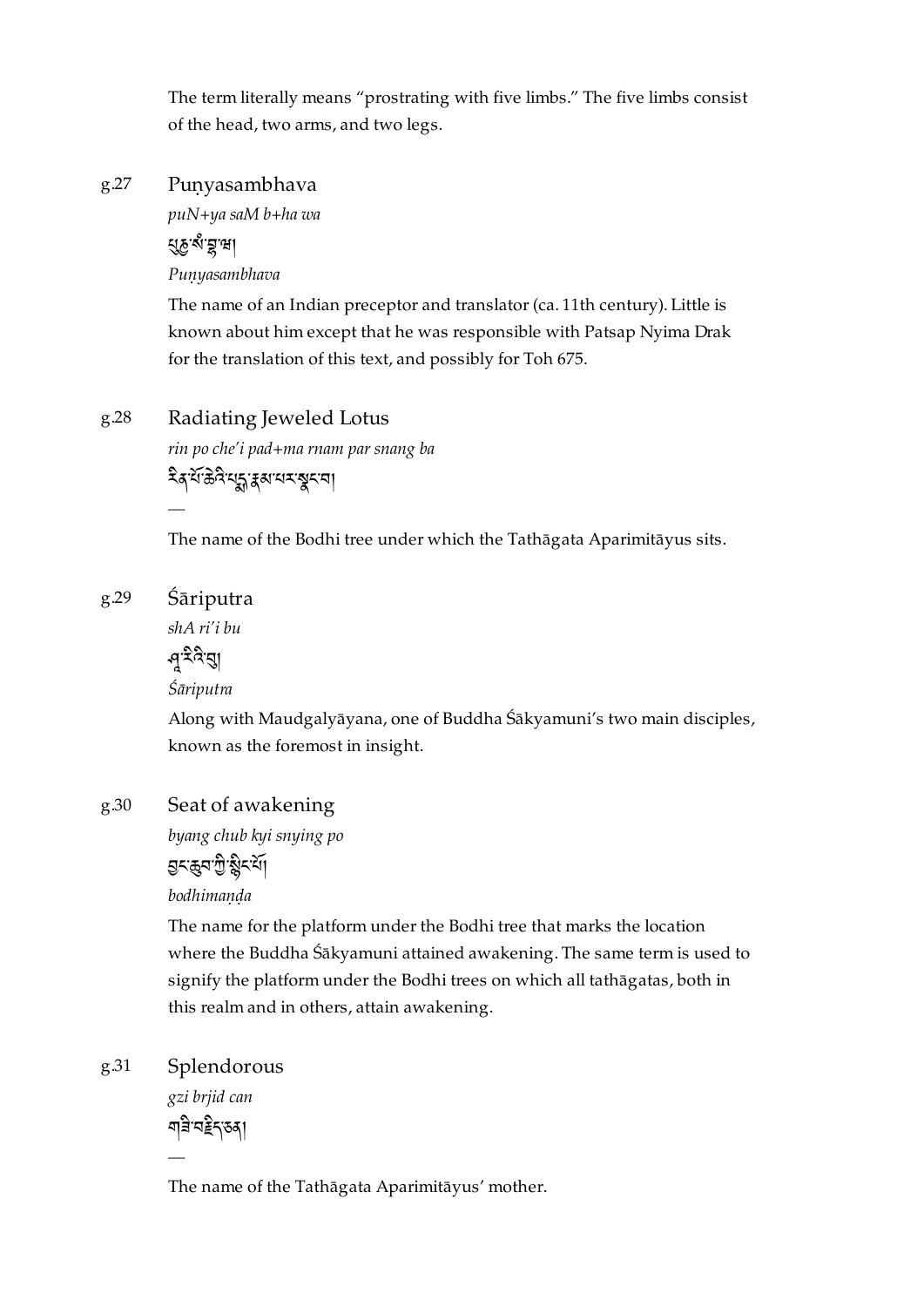The term literally means "prostrating with five limbs." The five limbs consist of the head, two arms, and two legs.

g.27 Puṇyasambhava

*puN+ya saM b+ha wa*

པུཎྱ་སཾ་བྷ་ཝ།

*Puṇyasambhava*

The name of an Indian preceptor and translator (ca. 11th century). Little is known about him except that he was responsible with Patsap Nyima Drak for the translation of this text, and possibly for Toh 675.

g.28 Radiating Jeweled Lotus

*rin po che'i pad+ma rnam par snang ba*

རིན་པོ་ཆེའི་པདྨ་རྣམ་པར་སྣང་བ།

—

The name of the Bodhi tree under which the Tathāgata Aparimitāyus sits.

g.29 Śāriputra

*shA ri'i bu*

ཤཱ་རིའི་བུ།

*Śāriputra*

Along with Maudgalyāyana, one of Buddha Śākyamuni's two main disciples, known as the foremost in insight.

g.30 Seat of awakening

*byang chub kyi snying po*

བྱང་ཆུབ་ཀྱི་སྙིང་པོ།

*bodhimaṇḍa*

The name for the platform under the Bodhi tree that marks the location where the Buddha Śākyamuni attained awakening. The same term is used to signify the platform under the Bodhi trees on which all tathāgatas, both in this realm and in others, attain awakening.

g.31 Splendorous

*gzi brjid can*

གཟི་བརྗིད་ཅན།

—

The name of the Tathāgata Aparimitāyus' mother.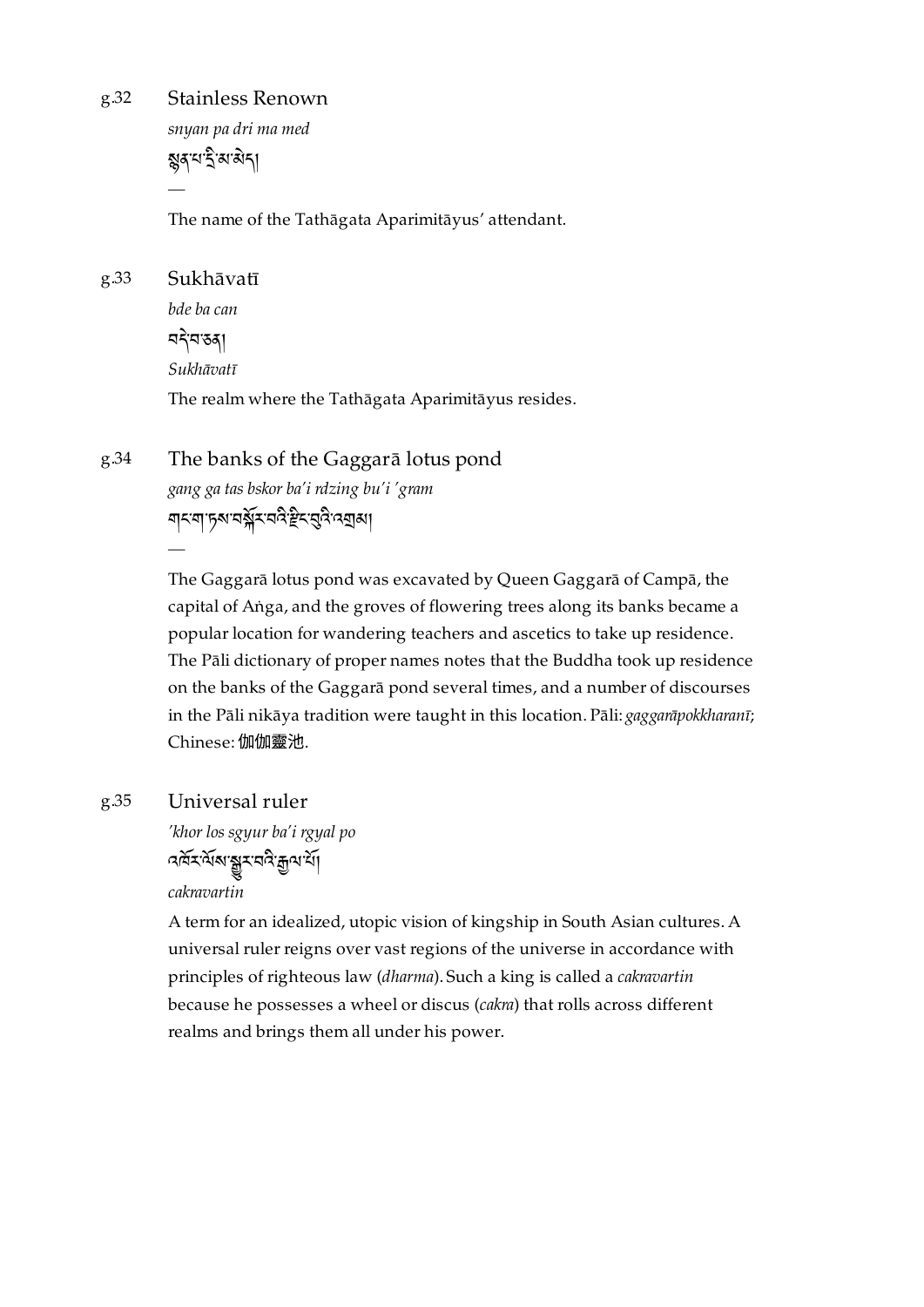g.32 Stainless Renown

*snyan pa dri ma med*

སྙན་པ་དྲི་མ་མེད།

—

The name of the Tathāgata Aparimitāyus' attendant.

g.33 Sukhāvatī

*bde ba can*

བདེ་བ་ཅན།

*Sukhāvatī*

The realm where the Tathāgata Aparimitāyus resides.

g.34 The banks of the Gaggarā lotus pond

*gang ga tas bskor ba'i rdzing bu'i 'gram*

གང་ག་ཏས་བསྐོར་བའི་རྫིང་བུའི་འགྲམ།

—

The Gaggarā lotus pond was excavated by Queen Gaggarā of Campā, the capital of Aṅga, and the groves of flowering trees along its banks became a popular location for wandering teachers and ascetics to take up residence. The Pāli dictionary of proper names notes that the Buddha took up residence on the banks of the Gaggarā pond several times, and a number of discourses in the Pāli nikāya tradition were taught in this location. Pāli: *gaggarāpokkharanī*; Chinese: 伽伽靈池.

g.35 Universal ruler

*'khor los sgyur ba'i rgyal po*

འཁོར་ལོས་སྒྱུར་བའི་རྒྱལ་པོ།

*cakravartin*

A term for an idealized, utopic vision of kingship in South Asian cultures. A universal ruler reigns over vast regions of the universe in accordance with principles of righteous law (*dharma*). Such a king is called a *cakravartin* because he possesses a wheel or discus (*cakra*) that rolls across different realms and brings them all under his power.